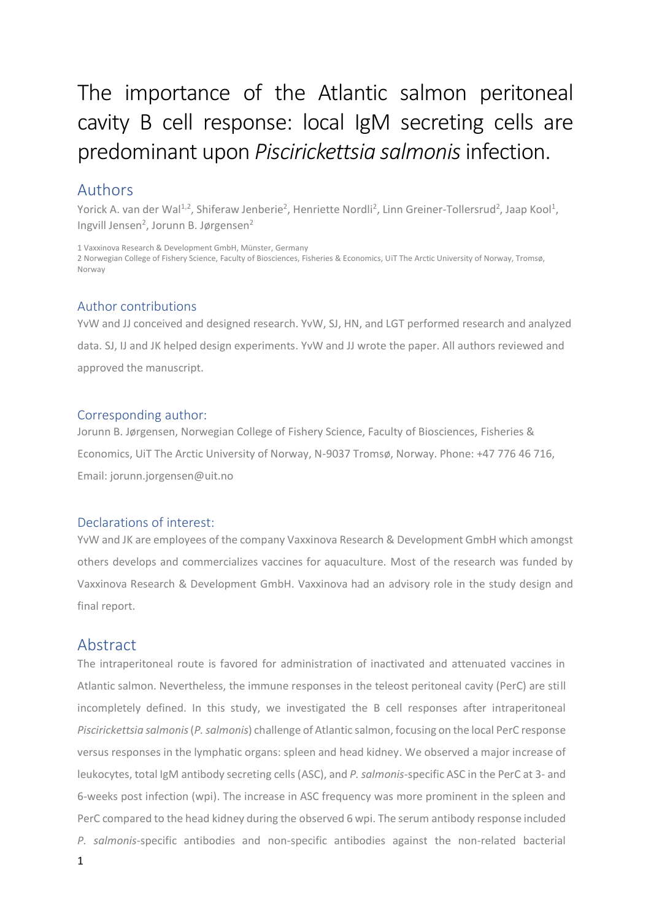# The importance of the Atlantic salmon peritoneal cavity B cell response: local IgM secreting cells are predominant upon *Piscirickettsia salmonis* infection.

## Authors

Yorick A. van der Wal[1,2], Shiferaw Jenberie[2], Henriette Nordli[2], Linn Greiner-Tollersrud[2], Jaap Kool[1], Ingvill Jensen[2], Jorunn B. Jørgensen[2]

1 Vaxxinova Research & Development GmbH, Münster, Germany
2 Norwegian College of Fishery Science, Faculty of Biosciences, Fisheries & Economics, UiT The Arctic University of Norway, Tromsø, Norway

## Author contributions

YvW and JJ conceived and designed research. YvW, SJ, HN, and LGT performed research and analyzed data. SJ, IJ and JK helped design experiments. YvW and JJ wrote the paper. All authors reviewed and approved the manuscript.

## Corresponding author:

Jorunn B. Jørgensen, Norwegian College of Fishery Science, Faculty of Biosciences, Fisheries & Economics, UiT The Arctic University of Norway, N-9037 Tromsø, Norway. Phone: +47 776 46 716, Email: jorunn.jorgensen@uit.no

## Declarations of interest:

YvW and JK are employees of the company Vaxxinova Research & Development GmbH which amongst others develops and commercializes vaccines for aquaculture. Most of the research was funded by Vaxxinova Research & Development GmbH. Vaxxinova had an advisory role in the study design and final report.

## Abstract

The intraperitoneal route is favored for administration of inactivated and attenuated vaccines in Atlantic salmon. Nevertheless, the immune responses in the teleost peritoneal cavity (PerC) are still incompletely defined. In this study, we investigated the B cell responses after intraperitoneal *Piscirickettsia salmonis* (*P. salmonis*) challenge of Atlantic salmon, focusing on the local PerC response versus responses in the lymphatic organs: spleen and head kidney. We observed a major increase of leukocytes, total IgM antibody secreting cells (ASC), and *P. salmonis*-specific ASC in the PerC at 3- and 6-weeks post infection (wpi). The increase in ASC frequency was more prominent in the spleen and PerC compared to the head kidney during the observed 6 wpi. The serum antibody response included *P. salmonis*-specific antibodies and non-specific antibodies against the non-related bacterial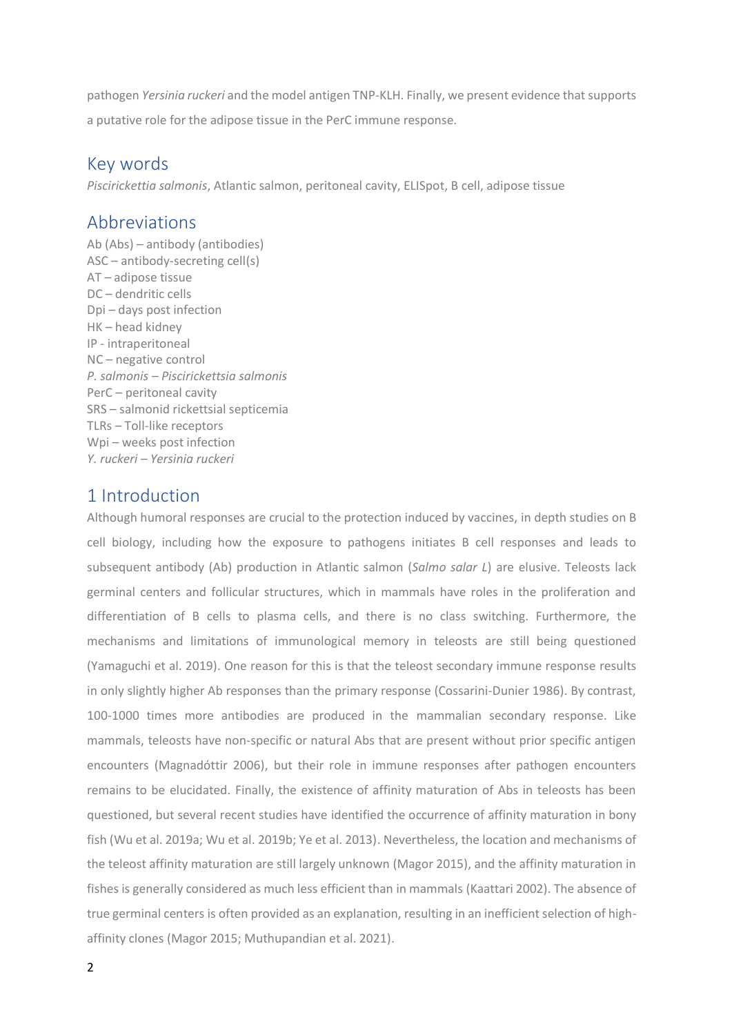pathogen *Yersinia ruckeri* and the model antigen TNP-KLH. Finally, we present evidence that supports a putative role for the adipose tissue in the PerC immune response.

## Key words

*Piscirickettia salmonis*, Atlantic salmon, peritoneal cavity, ELISpot, B cell, adipose tissue

## Abbreviations

Ab (Abs) – antibody (antibodies)
ASC – antibody-secreting cell(s)
AT – adipose tissue
DC – dendritic cells
Dpi – days post infection
HK – head kidney
IP - intraperitoneal
NC – negative control
*P. salmonis – Piscirickettsia salmonis*
PerC – peritoneal cavity
SRS – salmonid rickettsial septicemia
TLRs – Toll-like receptors
Wpi – weeks post infection
*Y. ruckeri – Yersinia ruckeri*

## 1 Introduction

Although humoral responses are crucial to the protection induced by vaccines, in depth studies on B cell biology, including how the exposure to pathogens initiates B cell responses and leads to subsequent antibody (Ab) production in Atlantic salmon (*Salmo salar L*) are elusive. Teleosts lack germinal centers and follicular structures, which in mammals have roles in the proliferation and differentiation of B cells to plasma cells, and there is no class switching. Furthermore, the mechanisms and limitations of immunological memory in teleosts are still being questioned (Yamaguchi et al. 2019). One reason for this is that the teleost secondary immune response results in only slightly higher Ab responses than the primary response (Cossarini-Dunier 1986). By contrast, 100-1000 times more antibodies are produced in the mammalian secondary response. Like mammals, teleosts have non-specific or natural Abs that are present without prior specific antigen encounters (Magnadóttir 2006), but their role in immune responses after pathogen encounters remains to be elucidated. Finally, the existence of affinity maturation of Abs in teleosts has been questioned, but several recent studies have identified the occurrence of affinity maturation in bony fish (Wu et al. 2019a; Wu et al. 2019b; Ye et al. 2013). Nevertheless, the location and mechanisms of the teleost affinity maturation are still largely unknown (Magor 2015), and the affinity maturation in fishes is generally considered as much less efficient than in mammals (Kaattari 2002). The absence of true germinal centers is often provided as an explanation, resulting in an inefficient selection of high-affinity clones (Magor 2015; Muthupandian et al. 2021).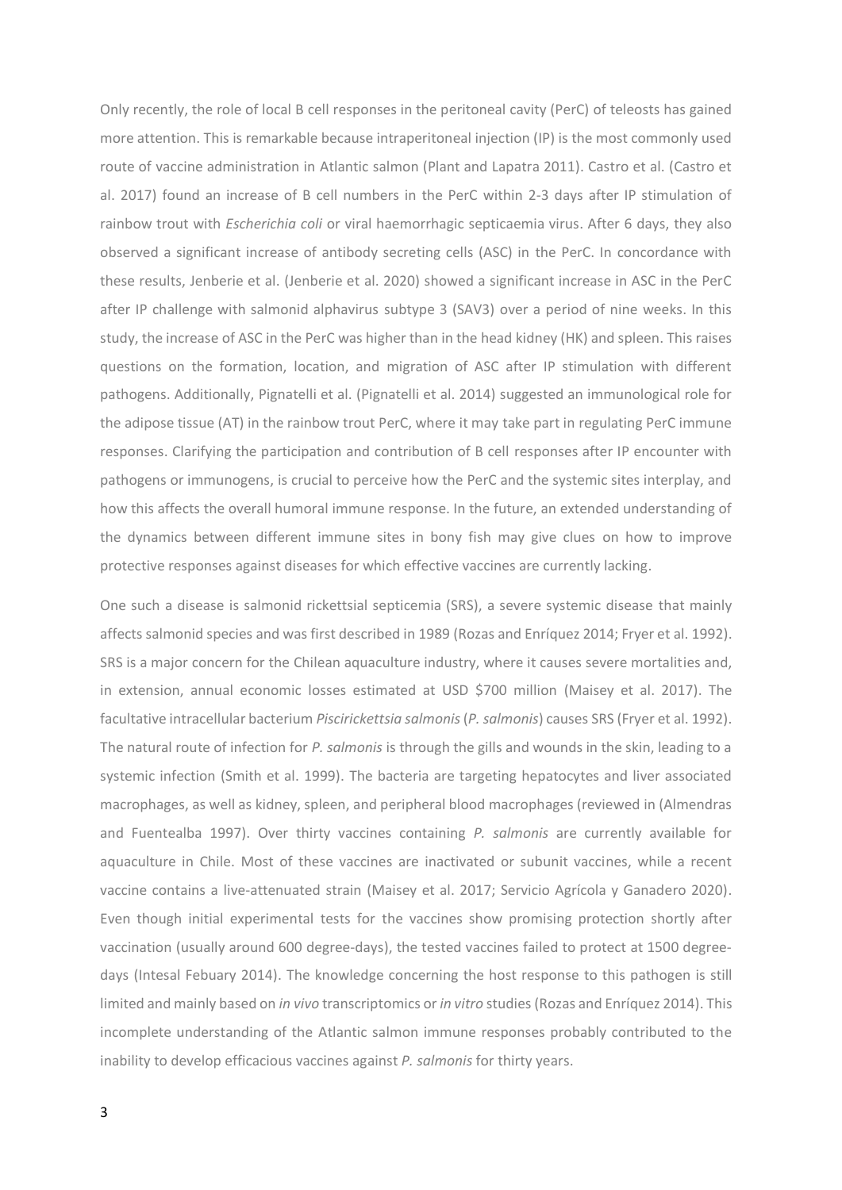Only recently, the role of local B cell responses in the peritoneal cavity (PerC) of teleosts has gained more attention. This is remarkable because intraperitoneal injection (IP) is the most commonly used route of vaccine administration in Atlantic salmon (Plant and Lapatra 2011). Castro et al. (Castro et al. 2017) found an increase of B cell numbers in the PerC within 2-3 days after IP stimulation of rainbow trout with *Escherichia coli* or viral haemorrhagic septicaemia virus. After 6 days, they also observed a significant increase of antibody secreting cells (ASC) in the PerC. In concordance with these results, Jenberie et al. (Jenberie et al. 2020) showed a significant increase in ASC in the PerC after IP challenge with salmonid alphavirus subtype 3 (SAV3) over a period of nine weeks. In this study, the increase of ASC in the PerC was higher than in the head kidney (HK) and spleen. This raises questions on the formation, location, and migration of ASC after IP stimulation with different pathogens. Additionally, Pignatelli et al. (Pignatelli et al. 2014) suggested an immunological role for the adipose tissue (AT) in the rainbow trout PerC, where it may take part in regulating PerC immune responses. Clarifying the participation and contribution of B cell responses after IP encounter with pathogens or immunogens, is crucial to perceive how the PerC and the systemic sites interplay, and how this affects the overall humoral immune response. In the future, an extended understanding of the dynamics between different immune sites in bony fish may give clues on how to improve protective responses against diseases for which effective vaccines are currently lacking.

One such a disease is salmonid rickettsial septicemia (SRS), a severe systemic disease that mainly affects salmonid species and was first described in 1989 (Rozas and Enríquez 2014; Fryer et al. 1992). SRS is a major concern for the Chilean aquaculture industry, where it causes severe mortalities and, in extension, annual economic losses estimated at USD $700 million (Maisey et al. 2017). The facultative intracellular bacterium *Piscirickettsia salmonis* (*P. salmonis*) causes SRS (Fryer et al. 1992). The natural route of infection for *P. salmonis* is through the gills and wounds in the skin, leading to a systemic infection (Smith et al. 1999). The bacteria are targeting hepatocytes and liver associated macrophages, as well as kidney, spleen, and peripheral blood macrophages (reviewed in (Almendras and Fuentealba 1997). Over thirty vaccines containing *P. salmonis* are currently available for aquaculture in Chile. Most of these vaccines are inactivated or subunit vaccines, while a recent vaccine contains a live-attenuated strain (Maisey et al. 2017; Servicio Agrícola y Ganadero 2020). Even though initial experimental tests for the vaccines show promising protection shortly after vaccination (usually around 600 degree-days), the tested vaccines failed to protect at 1500 degree-days (Intesal Febuary 2014). The knowledge concerning the host response to this pathogen is still limited and mainly based on *in vivo* transcriptomics or *in vitro* studies (Rozas and Enríquez 2014). This incomplete understanding of the Atlantic salmon immune responses probably contributed to the inability to develop efficacious vaccines against *P. salmonis* for thirty years.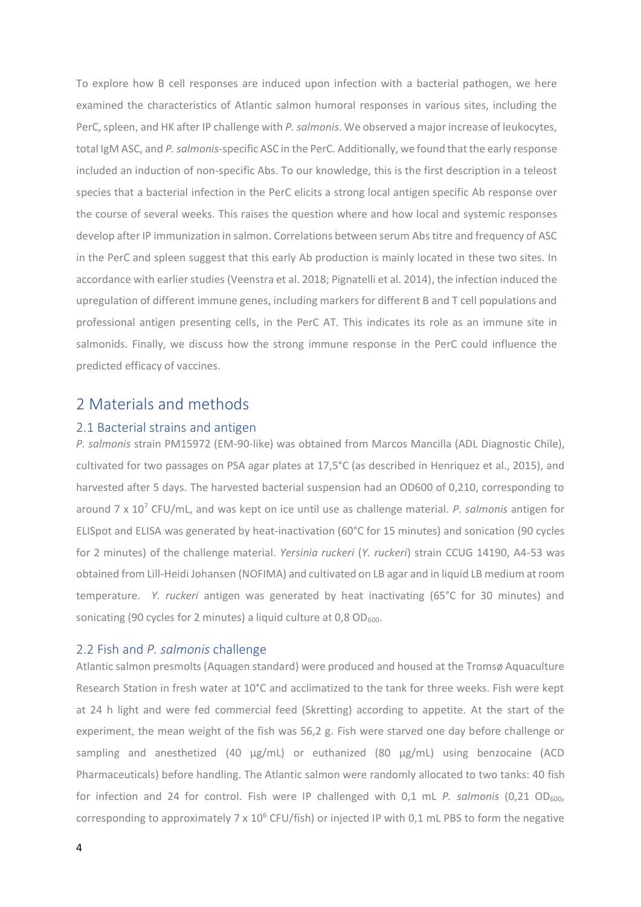To explore how B cell responses are induced upon infection with a bacterial pathogen, we here examined the characteristics of Atlantic salmon humoral responses in various sites, including the PerC, spleen, and HK after IP challenge with *P. salmonis*. We observed a major increase of leukocytes, total IgM ASC, and *P. salmonis*-specific ASC in the PerC. Additionally, we found that the early response included an induction of non-specific Abs. To our knowledge, this is the first description in a teleost species that a bacterial infection in the PerC elicits a strong local antigen specific Ab response over the course of several weeks. This raises the question where and how local and systemic responses develop after IP immunization in salmon. Correlations between serum Abs titre and frequency of ASC in the PerC and spleen suggest that this early Ab production is mainly located in these two sites. In accordance with earlier studies (Veenstra et al. 2018; Pignatelli et al. 2014), the infection induced the upregulation of different immune genes, including markers for different B and T cell populations and professional antigen presenting cells, in the PerC AT. This indicates its role as an immune site in salmonids. Finally, we discuss how the strong immune response in the PerC could influence the predicted efficacy of vaccines.

# 2 Materials and methods

## 2.1 Bacterial strains and antigen

*P. salmonis* strain PM15972 (EM-90-like) was obtained from Marcos Mancilla (ADL Diagnostic Chile), cultivated for two passages on PSA agar plates at 17,5°C (as described in Henriquez et al., 2015), and harvested after 5 days. The harvested bacterial suspension had an OD600 of 0,210, corresponding to around 7 x $10^7$ CFU/mL, and was kept on ice until use as challenge material. *P. salmonis* antigen for ELISpot and ELISA was generated by heat-inactivation (60°C for 15 minutes) and sonication (90 cycles for 2 minutes) of the challenge material. *Yersinia ruckeri* (*Y. ruckeri*) strain CCUG 14190, A4-53 was obtained from Lill-Heidi Johansen (NOFIMA) and cultivated on LB agar and in liquid LB medium at room temperature. *Y. ruckeri* antigen was generated by heat inactivating (65°C for 30 minutes) and sonicating (90 cycles for 2 minutes) a liquid culture at 0,8 $OD_{600}$.

## 2.2 Fish and *P. salmonis* challenge

Atlantic salmon presmolts (Aquagen standard) were produced and housed at the Tromsø Aquaculture Research Station in fresh water at 10°C and acclimatized to the tank for three weeks. Fish were kept at 24 h light and were fed commercial feed (Skretting) according to appetite. At the start of the experiment, the mean weight of the fish was 56,2 g. Fish were starved one day before challenge or sampling and anesthetized (40 µg/mL) or euthanized (80 µg/mL) using benzocaine (ACD Pharmaceuticals) before handling. The Atlantic salmon were randomly allocated to two tanks: 40 fish for infection and 24 for control. Fish were IP challenged with 0,1 mL *P. salmonis* (0,21 $OD_{600}$, corresponding to approximately 7 x $10^6$ CFU/fish) or injected IP with 0,1 mL PBS to form the negative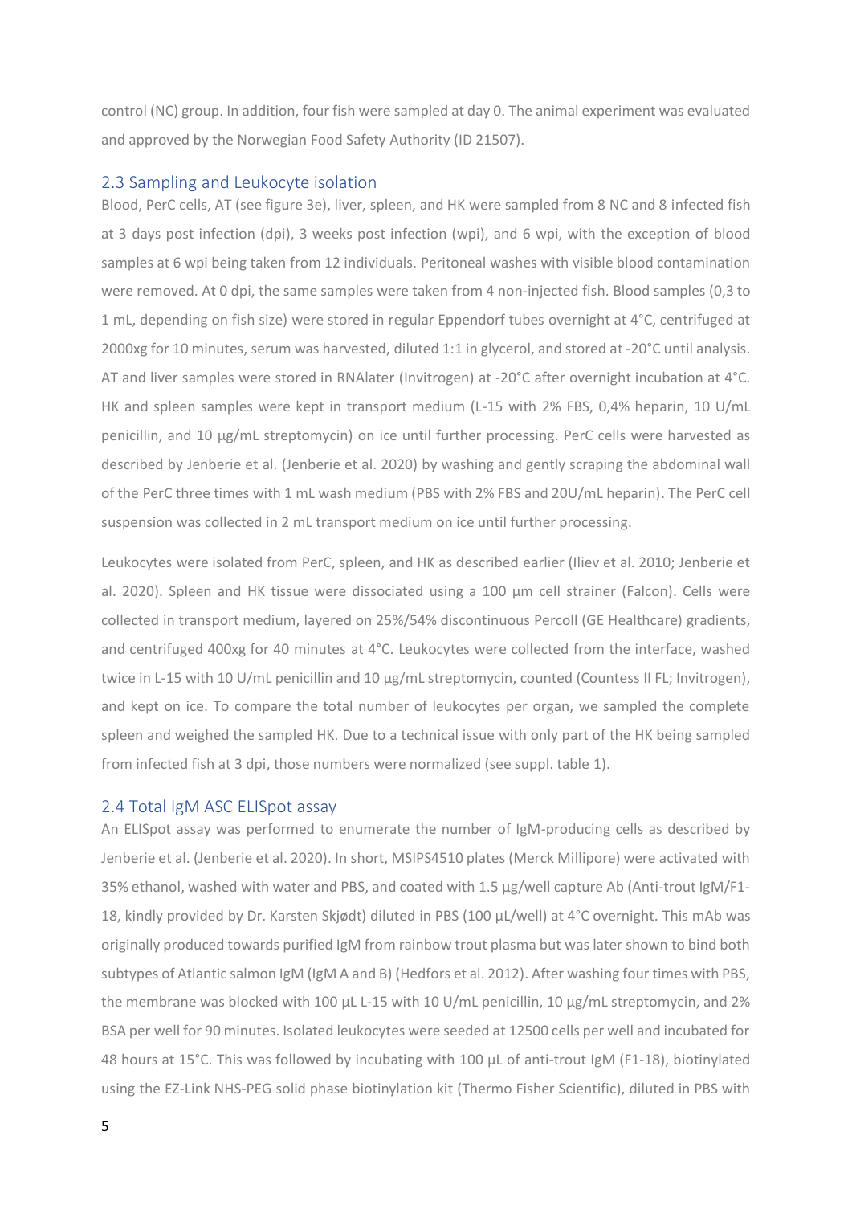control (NC) group. In addition, four fish were sampled at day 0. The animal experiment was evaluated and approved by the Norwegian Food Safety Authority (ID 21507).

## 2.3 Sampling and Leukocyte isolation

Blood, PerC cells, AT (see figure 3e), liver, spleen, and HK were sampled from 8 NC and 8 infected fish at 3 days post infection (dpi), 3 weeks post infection (wpi), and 6 wpi, with the exception of blood samples at 6 wpi being taken from 12 individuals. Peritoneal washes with visible blood contamination were removed. At 0 dpi, the same samples were taken from 4 non-injected fish. Blood samples (0,3 to 1 mL, depending on fish size) were stored in regular Eppendorf tubes overnight at 4°C, centrifuged at 2000xg for 10 minutes, serum was harvested, diluted 1:1 in glycerol, and stored at -20°C until analysis. AT and liver samples were stored in RNAlater (Invitrogen) at -20°C after overnight incubation at 4°C. HK and spleen samples were kept in transport medium (L-15 with 2% FBS, 0,4% heparin, 10 U/mL penicillin, and 10 µg/mL streptomycin) on ice until further processing. PerC cells were harvested as described by Jenberie et al. (Jenberie et al. 2020) by washing and gently scraping the abdominal wall of the PerC three times with 1 mL wash medium (PBS with 2% FBS and 20U/mL heparin). The PerC cell suspension was collected in 2 mL transport medium on ice until further processing.

Leukocytes were isolated from PerC, spleen, and HK as described earlier (Iliev et al. 2010; Jenberie et al. 2020). Spleen and HK tissue were dissociated using a 100 µm cell strainer (Falcon). Cells were collected in transport medium, layered on 25%/54% discontinuous Percoll (GE Healthcare) gradients, and centrifuged 400xg for 40 minutes at 4°C. Leukocytes were collected from the interface, washed twice in L-15 with 10 U/mL penicillin and 10 µg/mL streptomycin, counted (Countess II FL; Invitrogen), and kept on ice. To compare the total number of leukocytes per organ, we sampled the complete spleen and weighed the sampled HK. Due to a technical issue with only part of the HK being sampled from infected fish at 3 dpi, those numbers were normalized (see suppl. table 1).

## 2.4 Total IgM ASC ELISpot assay

An ELISpot assay was performed to enumerate the number of IgM-producing cells as described by Jenberie et al. (Jenberie et al. 2020). In short, MSIPS4510 plates (Merck Millipore) were activated with 35% ethanol, washed with water and PBS, and coated with 1.5 µg/well capture Ab (Anti-trout IgM/F1-18, kindly provided by Dr. Karsten Skjødt) diluted in PBS (100 µL/well) at 4°C overnight. This mAb was originally produced towards purified IgM from rainbow trout plasma but was later shown to bind both subtypes of Atlantic salmon IgM (IgM A and B) (Hedfors et al. 2012). After washing four times with PBS, the membrane was blocked with 100 µL L-15 with 10 U/mL penicillin, 10 µg/mL streptomycin, and 2% BSA per well for 90 minutes. Isolated leukocytes were seeded at 12500 cells per well and incubated for 48 hours at 15°C. This was followed by incubating with 100 µL of anti-trout IgM (F1-18), biotinylated using the EZ-Link NHS-PEG solid phase biotinylation kit (Thermo Fisher Scientific), diluted in PBS with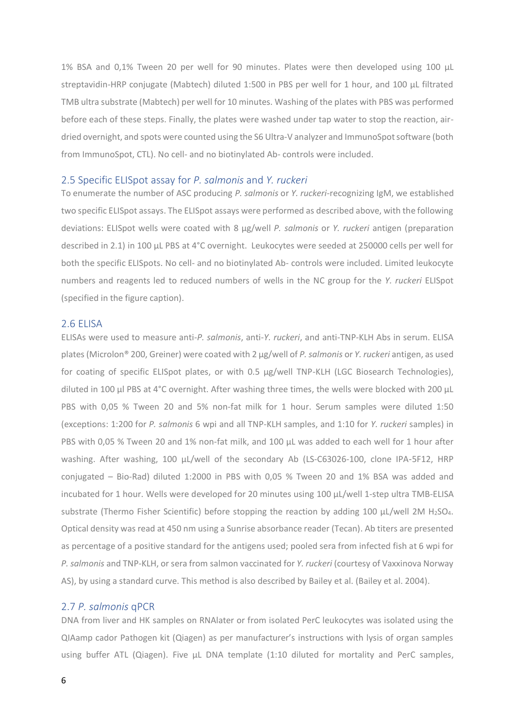1% BSA and 0,1% Tween 20 per well for 90 minutes. Plates were then developed using 100 µL streptavidin-HRP conjugate (Mabtech) diluted 1:500 in PBS per well for 1 hour, and 100 µL filtrated TMB ultra substrate (Mabtech) per well for 10 minutes. Washing of the plates with PBS was performed before each of these steps. Finally, the plates were washed under tap water to stop the reaction, air-dried overnight, and spots were counted using the S6 Ultra-V analyzer and ImmunoSpot software (both from ImmunoSpot, CTL). No cell- and no biotinylated Ab- controls were included.

## 2.5 Specific ELISpot assay for *P. salmonis* and *Y. ruckeri*

To enumerate the number of ASC producing *P. salmonis* or *Y. ruckeri*-recognizing IgM, we established two specific ELISpot assays. The ELISpot assays were performed as described above, with the following deviations: ELISpot wells were coated with 8 µg/well *P. salmonis* or *Y. ruckeri* antigen (preparation described in 2.1) in 100 µL PBS at 4°C overnight. Leukocytes were seeded at 250000 cells per well for both the specific ELISpots. No cell- and no biotinylated Ab- controls were included. Limited leukocyte numbers and reagents led to reduced numbers of wells in the NC group for the *Y. ruckeri* ELISpot (specified in the figure caption).

## 2.6 ELISA

ELISAs were used to measure anti-*P. salmonis*, anti-*Y. ruckeri*, and anti-TNP-KLH Abs in serum. ELISA plates (Microlon® 200, Greiner) were coated with 2 µg/well of *P. salmonis* or *Y. ruckeri* antigen, as used for coating of specific ELISpot plates, or with 0.5 µg/well TNP-KLH (LGC Biosearch Technologies), diluted in 100 µl PBS at 4°C overnight. After washing three times, the wells were blocked with 200 µL PBS with 0,05 % Tween 20 and 5% non-fat milk for 1 hour. Serum samples were diluted 1:50 (exceptions: 1:200 for *P. salmonis* 6 wpi and all TNP-KLH samples, and 1:10 for *Y. ruckeri* samples) in PBS with 0,05 % Tween 20 and 1% non-fat milk, and 100 µL was added to each well for 1 hour after washing. After washing, 100 µL/well of the secondary Ab (LS-C63026-100, clone IPA-5F12, HRP conjugated – Bio-Rad) diluted 1:2000 in PBS with 0,05 % Tween 20 and 1% BSA was added and incubated for 1 hour. Wells were developed for 20 minutes using 100 µL/well 1-step ultra TMB-ELISA substrate (Thermo Fisher Scientific) before stopping the reaction by adding 100 µL/well 2M $H_2SO_4$. Optical density was read at 450 nm using a Sunrise absorbance reader (Tecan). Ab titers are presented as percentage of a positive standard for the antigens used; pooled sera from infected fish at 6 wpi for *P. salmonis* and TNP-KLH, or sera from salmon vaccinated for *Y. ruckeri* (courtesy of Vaxxinova Norway AS), by using a standard curve. This method is also described by Bailey et al. (Bailey et al. 2004).

## 2.7 *P. salmonis* qPCR

DNA from liver and HK samples on RNAlater or from isolated PerC leukocytes was isolated using the QIAamp cador Pathogen kit (Qiagen) as per manufacturer's instructions with lysis of organ samples using buffer ATL (Qiagen). Five µL DNA template (1:10 diluted for mortality and PerC samples,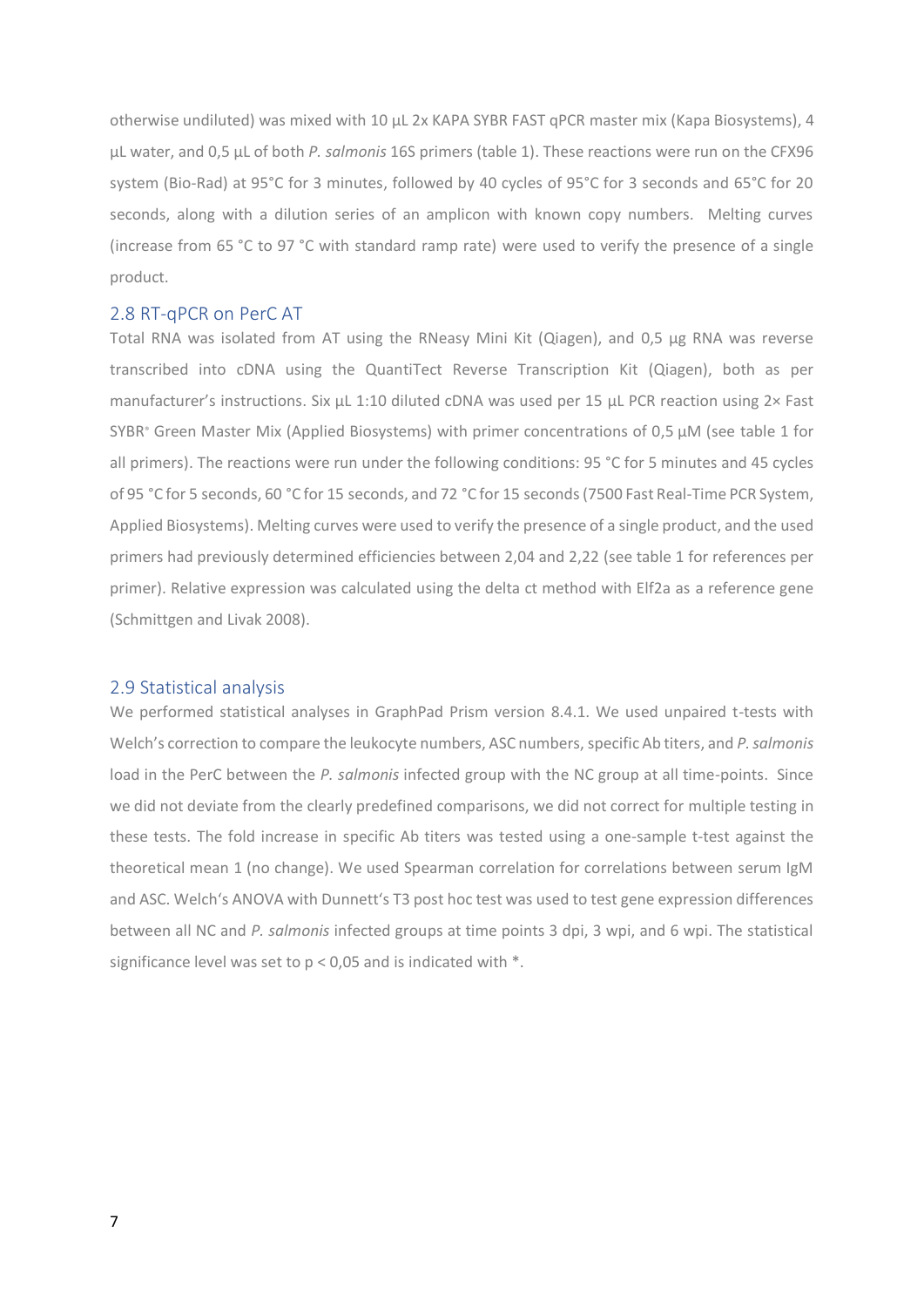otherwise undiluted) was mixed with 10 µL 2x KAPA SYBR FAST qPCR master mix (Kapa Biosystems), 4 µL water, and 0,5 µL of both *P. salmonis* 16S primers (table 1). These reactions were run on the CFX96 system (Bio-Rad) at 95°C for 3 minutes, followed by 40 cycles of 95°C for 3 seconds and 65°C for 20 seconds, along with a dilution series of an amplicon with known copy numbers. Melting curves (increase from 65 °C to 97 °C with standard ramp rate) were used to verify the presence of a single product.

## 2.8 RT-qPCR on PerC AT

Total RNA was isolated from AT using the RNeasy Mini Kit (Qiagen), and 0,5 µg RNA was reverse transcribed into cDNA using the QuantiTect Reverse Transcription Kit (Qiagen), both as per manufacturer's instructions. Six µL 1:10 diluted cDNA was used per 15 µL PCR reaction using 2× Fast SYBR® Green Master Mix (Applied Biosystems) with primer concentrations of 0,5 µM (see table 1 for all primers). The reactions were run under the following conditions: 95 °C for 5 minutes and 45 cycles of 95 °C for 5 seconds, 60 °C for 15 seconds, and 72 °C for 15 seconds (7500 Fast Real-Time PCR System, Applied Biosystems). Melting curves were used to verify the presence of a single product, and the used primers had previously determined efficiencies between 2,04 and 2,22 (see table 1 for references per primer). Relative expression was calculated using the delta ct method with Elf2a as a reference gene (Schmittgen and Livak 2008).

## 2.9 Statistical analysis

We performed statistical analyses in GraphPad Prism version 8.4.1. We used unpaired t-tests with Welch's correction to compare the leukocyte numbers, ASC numbers, specific Ab titers, and *P. salmonis* load in the PerC between the *P. salmonis* infected group with the NC group at all time-points. Since we did not deviate from the clearly predefined comparisons, we did not correct for multiple testing in these tests. The fold increase in specific Ab titers was tested using a one-sample t-test against the theoretical mean 1 (no change). We used Spearman correlation for correlations between serum IgM and ASC. Welch's ANOVA with Dunnett's T3 post hoc test was used to test gene expression differences between all NC and *P. salmonis* infected groups at time points 3 dpi, 3 wpi, and 6 wpi. The statistical significance level was set to $p < 0,05$ and is indicated with *.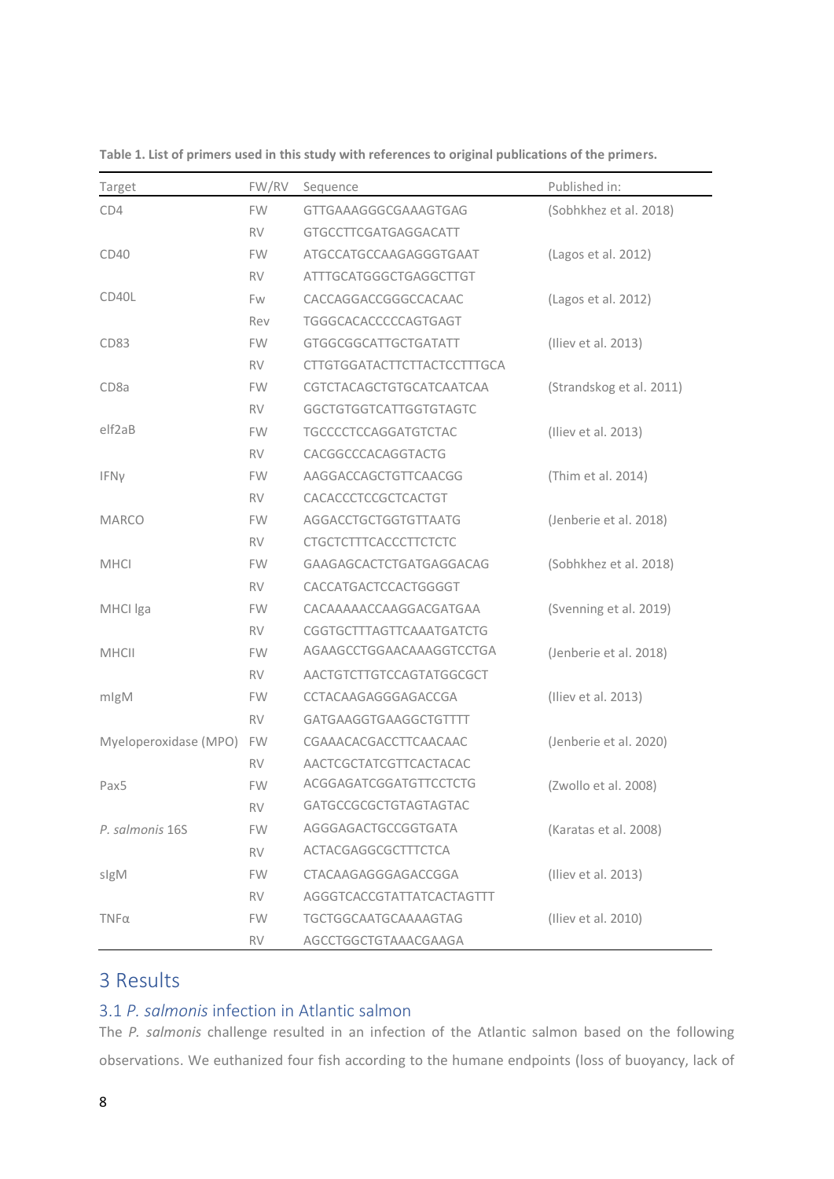**Table 1. List of primers used in this study with references to original publications of the primers.**

| Target | FW/RV | Sequence | Published in: |
|---|---|---|---|
| CD4 | FW | GTTGAAAGGGCGAAAGTGAG | (Sobhkhez et al. 2018) |
| | RV | GTGCCTTCGATGAGGACATT | |
| CD40 | FW | ATGCCATGCCAAGAGGGTGAAT | (Lagos et al. 2012) |
| | RV | ATTTGCATGGGCTGAGGCTTGT | |
| CD40L | Fw | CACCAGGACCGGGCCACAAC | (Lagos et al. 2012) |
| | Rev | TGGGCACACCCCCAGTGAGT | |
| CD83 | FW | GTGGCGGCATTGCTGATATT | (Iliev et al. 2013) |
| | RV | CTTGTGGATACTTCTTACTCCTTTGCA | |
| CD8a | FW | CGTCTACAGCTGTGCATCAATCAA | (Strandskog et al. 2011) |
| | RV | GGCTGTGGTCATTGGTGTAGTC | |
| elf2aB | FW | TGCCCCTCCAGGATGTCTAC | (Iliev et al. 2013) |
| | RV | CACGGCCCACAGGTACTG | |
| IFNγ | FW | AAGGACCAGCTGTTCAACGG | (Thim et al. 2014) |
| | RV | CACACCCTCCGCTCACTGT | |
| MARCO | FW | AGGACCTGCTGGTGTTAATG | (Jenberie et al. 2018) |
| | RV | CTGCTCTTTCACCCTTCTCTC | |
| MHCI | FW | GAAGAGCACTCTGATGAGGACAG | (Sobhkhez et al. 2018) |
| | RV | CACCATGACTCCACTGGGGT | |
| MHCI lga | FW | CACAAAAACCAAGGACGATGAA | (Svenning et al. 2019) |
| | RV | CGGTGCTTTAGTTCAAATGATCTG | |
| MHCII | FW | AGAAGCCTGGAACAAAGGTCCTGA | (Jenberie et al. 2018) |
| | RV | AACTGTCTTGTCCAGTATGGCGCT | |
| mIgM | FW | CCTACAAGAGGGAGACCGA | (Iliev et al. 2013) |
| | RV | GATGAAGGTGAAGGCTGTTTT | |
| Myeloperoxidase (MPO) | FW | CGAAACACGACCTTCAACAAC | (Jenberie et al. 2020) |
| | RV | AACTCGCTATCGTTCACTACAC | |
| Pax5 | FW | ACGGAGATCGGATGTTCCTCTG | (Zwollo et al. 2008) |
| | RV | GATGCCGCGCTGTAGTAGTAC | |
| *P. salmonis* 16S | FW | AGGGAGACTGCCGGTGATA | (Karatas et al. 2008) |
| | RV | ACTACGAGGCGCTTTCTCA | |
| sIgM | FW | CTACAAGAGGGAGACCGGA | (Iliev et al. 2013) |
| | RV | AGGGTCACCGTATTATCACTAGTTT | |
| TNFα | FW | TGCTGGCAATGCAAAAGTAG | (Iliev et al. 2010) |
| | RV | AGCCTGGCTGTAAACGAAGA | |

# 3 Results

## 3.1 *P. salmonis* infection in Atlantic salmon

The *P. salmonis* challenge resulted in an infection of the Atlantic salmon based on the following observations. We euthanized four fish according to the humane endpoints (loss of buoyancy, lack of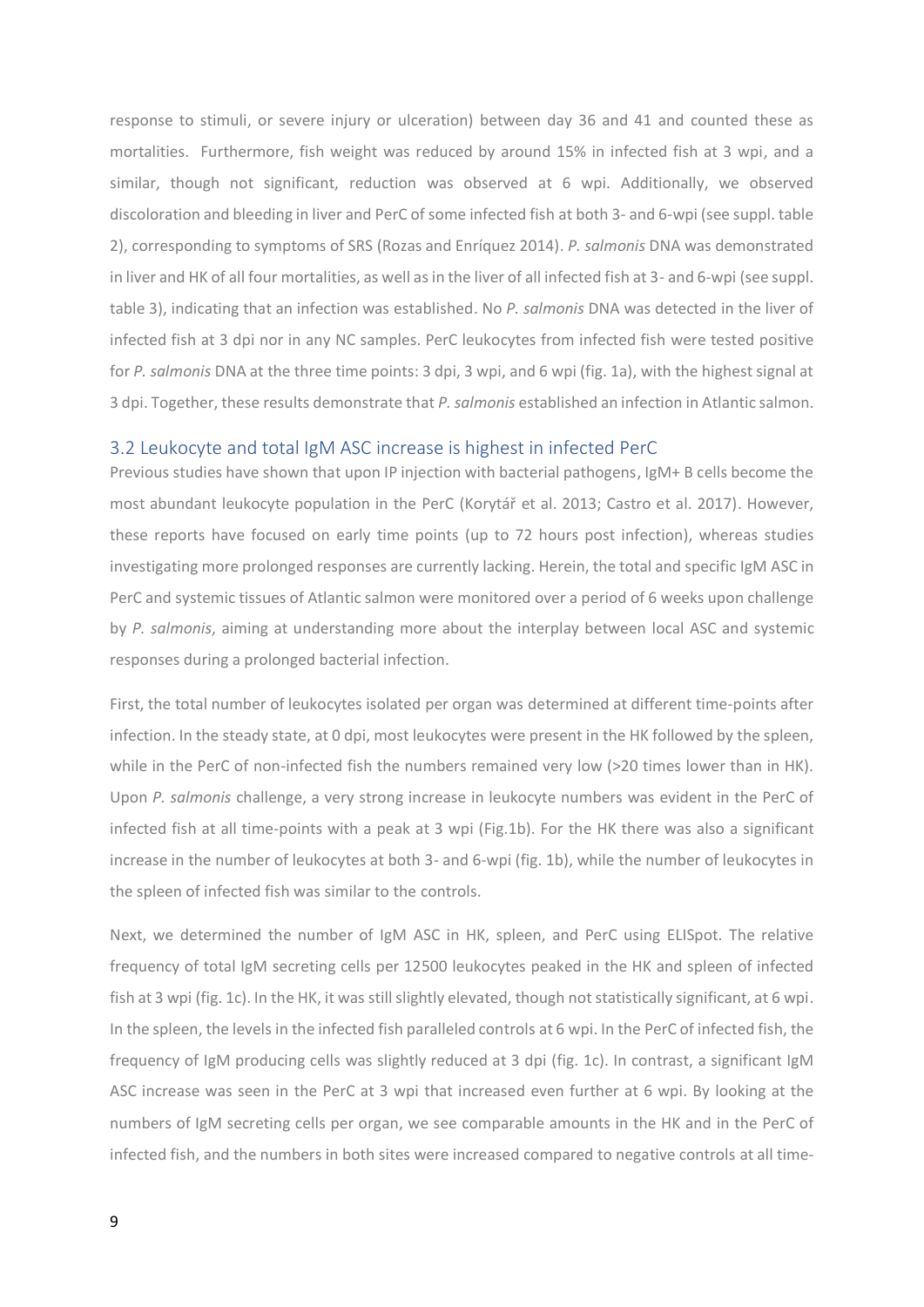response to stimuli, or severe injury or ulceration) between day 36 and 41 and counted these as mortalities. Furthermore, fish weight was reduced by around 15% in infected fish at 3 wpi, and a similar, though not significant, reduction was observed at 6 wpi. Additionally, we observed discoloration and bleeding in liver and PerC of some infected fish at both 3- and 6-wpi (see suppl. table 2), corresponding to symptoms of SRS (Rozas and Enríquez 2014). *P. salmonis* DNA was demonstrated in liver and HK of all four mortalities, as well as in the liver of all infected fish at 3- and 6-wpi (see suppl. table 3), indicating that an infection was established. No *P. salmonis* DNA was detected in the liver of infected fish at 3 dpi nor in any NC samples. PerC leukocytes from infected fish were tested positive for *P. salmonis* DNA at the three time points: 3 dpi, 3 wpi, and 6 wpi (fig. 1a), with the highest signal at 3 dpi. Together, these results demonstrate that *P. salmonis* established an infection in Atlantic salmon.

## 3.2 Leukocyte and total IgM ASC increase is highest in infected PerC

Previous studies have shown that upon IP injection with bacterial pathogens, IgM+ B cells become the most abundant leukocyte population in the PerC (Korytář et al. 2013; Castro et al. 2017). However, these reports have focused on early time points (up to 72 hours post infection), whereas studies investigating more prolonged responses are currently lacking. Herein, the total and specific IgM ASC in PerC and systemic tissues of Atlantic salmon were monitored over a period of 6 weeks upon challenge by *P. salmonis*, aiming at understanding more about the interplay between local ASC and systemic responses during a prolonged bacterial infection.

First, the total number of leukocytes isolated per organ was determined at different time-points after infection. In the steady state, at 0 dpi, most leukocytes were present in the HK followed by the spleen, while in the PerC of non-infected fish the numbers remained very low (>20 times lower than in HK). Upon *P. salmonis* challenge, a very strong increase in leukocyte numbers was evident in the PerC of infected fish at all time-points with a peak at 3 wpi (Fig.1b). For the HK there was also a significant increase in the number of leukocytes at both 3- and 6-wpi (fig. 1b), while the number of leukocytes in the spleen of infected fish was similar to the controls.

Next, we determined the number of IgM ASC in HK, spleen, and PerC using ELISpot. The relative frequency of total IgM secreting cells per 12500 leukocytes peaked in the HK and spleen of infected fish at 3 wpi (fig. 1c). In the HK, it was still slightly elevated, though not statistically significant, at 6 wpi. In the spleen, the levels in the infected fish paralleled controls at 6 wpi. In the PerC of infected fish, the frequency of IgM producing cells was slightly reduced at 3 dpi (fig. 1c). In contrast, a significant IgM ASC increase was seen in the PerC at 3 wpi that increased even further at 6 wpi. By looking at the numbers of IgM secreting cells per organ, we see comparable amounts in the HK and in the PerC of infected fish, and the numbers in both sites were increased compared to negative controls at all time-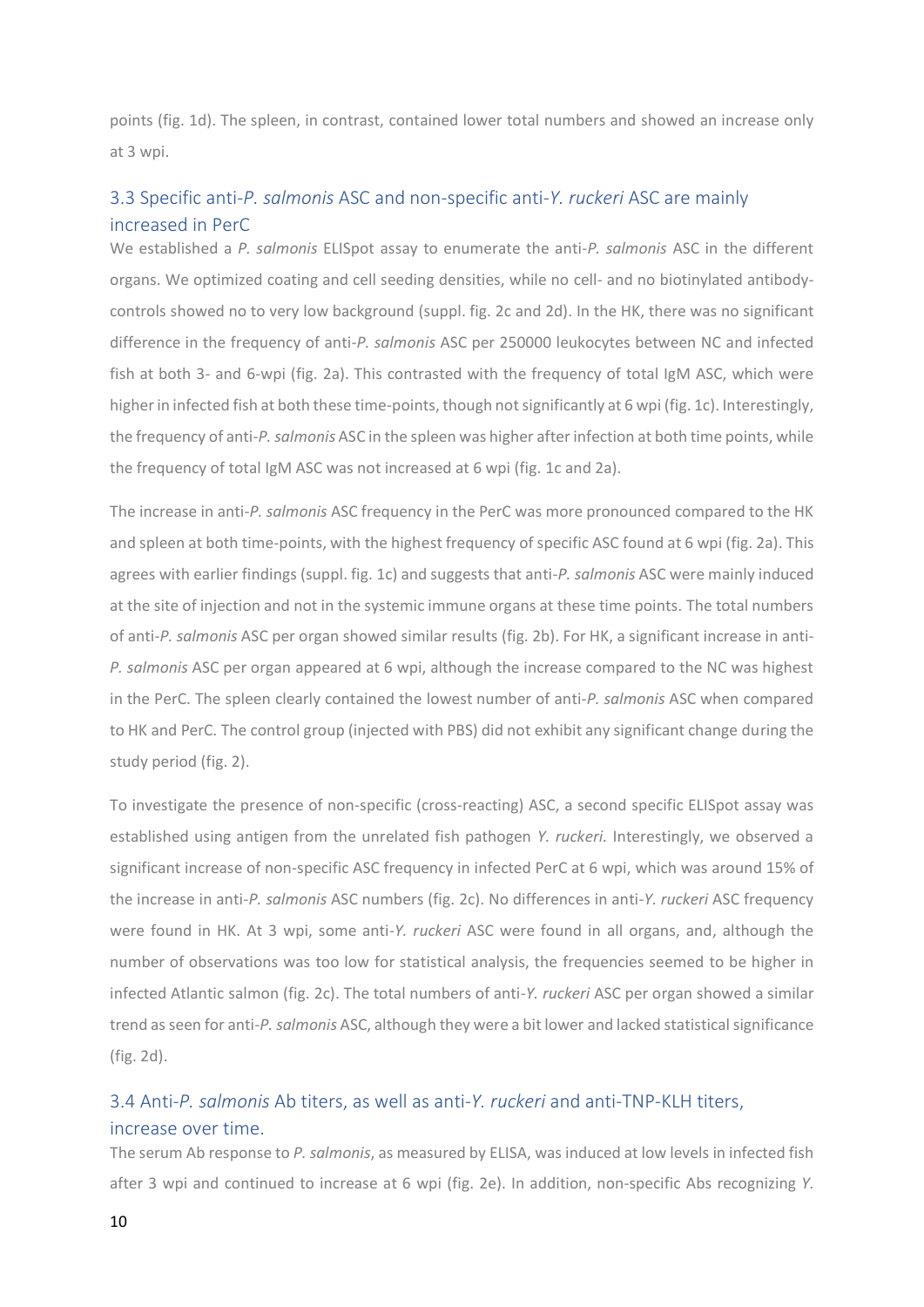points (fig. 1d). The spleen, in contrast, contained lower total numbers and showed an increase only at 3 wpi.

### 3.3 Specific anti-*P. salmonis* ASC and non-specific anti-*Y. ruckeri* ASC are mainly increased in PerC

We established a *P. salmonis* ELISpot assay to enumerate the anti-*P. salmonis* ASC in the different organs. We optimized coating and cell seeding densities, while no cell- and no biotinylated antibody-controls showed no to very low background (suppl. fig. 2c and 2d). In the HK, there was no significant difference in the frequency of anti-*P. salmonis* ASC per 250000 leukocytes between NC and infected fish at both 3- and 6-wpi (fig. 2a). This contrasted with the frequency of total IgM ASC, which were higher in infected fish at both these time-points, though not significantly at 6 wpi (fig. 1c). Interestingly, the frequency of anti-*P. salmonis* ASC in the spleen was higher after infection at both time points, while the frequency of total IgM ASC was not increased at 6 wpi (fig. 1c and 2a).

The increase in anti-*P. salmonis* ASC frequency in the PerC was more pronounced compared to the HK and spleen at both time-points, with the highest frequency of specific ASC found at 6 wpi (fig. 2a). This agrees with earlier findings (suppl. fig. 1c) and suggests that anti-*P. salmonis* ASC were mainly induced at the site of injection and not in the systemic immune organs at these time points. The total numbers of anti-*P. salmonis* ASC per organ showed similar results (fig. 2b). For HK, a significant increase in anti-*P. salmonis* ASC per organ appeared at 6 wpi, although the increase compared to the NC was highest in the PerC. The spleen clearly contained the lowest number of anti-*P. salmonis* ASC when compared to HK and PerC. The control group (injected with PBS) did not exhibit any significant change during the study period (fig. 2).

To investigate the presence of non-specific (cross-reacting) ASC, a second specific ELISpot assay was established using antigen from the unrelated fish pathogen *Y. ruckeri*. Interestingly, we observed a significant increase of non-specific ASC frequency in infected PerC at 6 wpi, which was around 15% of the increase in anti-*P. salmonis* ASC numbers (fig. 2c). No differences in anti-*Y. ruckeri* ASC frequency were found in HK. At 3 wpi, some anti-*Y. ruckeri* ASC were found in all organs, and, although the number of observations was too low for statistical analysis, the frequencies seemed to be higher in infected Atlantic salmon (fig. 2c). The total numbers of anti-*Y. ruckeri* ASC per organ showed a similar trend as seen for anti-*P. salmonis* ASC, although they were a bit lower and lacked statistical significance (fig. 2d).

### 3.4 Anti-*P. salmonis* Ab titers, as well as anti-*Y. ruckeri* and anti-TNP-KLH titers, increase over time.

The serum Ab response to *P. salmonis*, as measured by ELISA, was induced at low levels in infected fish after 3 wpi and continued to increase at 6 wpi (fig. 2e). In addition, non-specific Abs recognizing *Y.*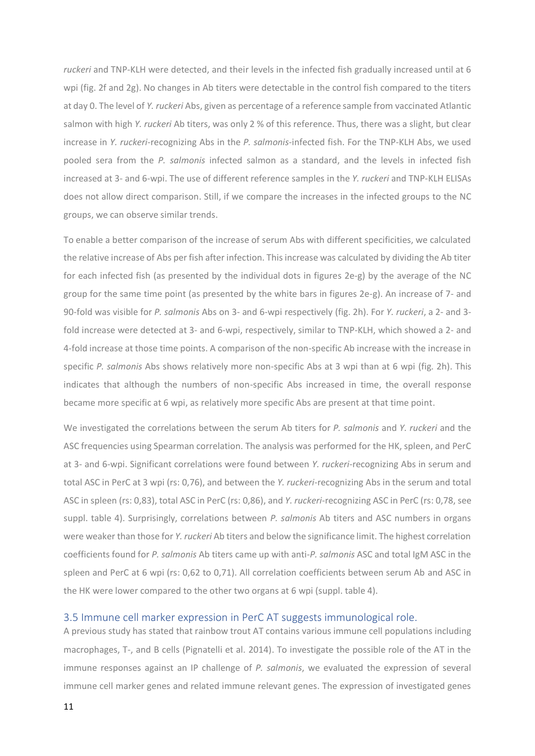*ruckeri* and TNP-KLH were detected, and their levels in the infected fish gradually increased until at 6 wpi (fig. 2f and 2g). No changes in Ab titers were detectable in the control fish compared to the titers at day 0. The level of *Y. ruckeri* Abs, given as percentage of a reference sample from vaccinated Atlantic salmon with high *Y. ruckeri* Ab titers, was only 2 % of this reference. Thus, there was a slight, but clear increase in *Y. ruckeri*-recognizing Abs in the *P. salmonis*-infected fish. For the TNP-KLH Abs, we used pooled sera from the *P. salmonis* infected salmon as a standard, and the levels in infected fish increased at 3- and 6-wpi. The use of different reference samples in the *Y. ruckeri* and TNP-KLH ELISAs does not allow direct comparison. Still, if we compare the increases in the infected groups to the NC groups, we can observe similar trends.

To enable a better comparison of the increase of serum Abs with different specificities, we calculated the relative increase of Abs per fish after infection. This increase was calculated by dividing the Ab titer for each infected fish (as presented by the individual dots in figures 2e-g) by the average of the NC group for the same time point (as presented by the white bars in figures 2e-g). An increase of 7- and 90-fold was visible for *P. salmonis* Abs on 3- and 6-wpi respectively (fig. 2h). For *Y. ruckeri*, a 2- and 3-fold increase were detected at 3- and 6-wpi, respectively, similar to TNP-KLH, which showed a 2- and 4-fold increase at those time points. A comparison of the non-specific Ab increase with the increase in specific *P. salmonis* Abs shows relatively more non-specific Abs at 3 wpi than at 6 wpi (fig. 2h). This indicates that although the numbers of non-specific Abs increased in time, the overall response became more specific at 6 wpi, as relatively more specific Abs are present at that time point.

We investigated the correlations between the serum Ab titers for *P. salmonis* and *Y. ruckeri* and the ASC frequencies using Spearman correlation. The analysis was performed for the HK, spleen, and PerC at 3- and 6-wpi. Significant correlations were found between *Y. ruckeri*-recognizing Abs in serum and total ASC in PerC at 3 wpi (rs: 0,76), and between the *Y. ruckeri*-recognizing Abs in the serum and total ASC in spleen (rs: 0,83), total ASC in PerC (rs: 0,86), and *Y. ruckeri*-recognizing ASC in PerC (rs: 0,78, see suppl. table 4). Surprisingly, correlations between *P. salmonis* Ab titers and ASC numbers in organs were weaker than those for *Y. ruckeri* Ab titers and below the significance limit. The highest correlation coefficients found for *P. salmonis* Ab titers came up with anti-*P. salmonis* ASC and total IgM ASC in the spleen and PerC at 6 wpi (rs: 0,62 to 0,71). All correlation coefficients between serum Ab and ASC in the HK were lower compared to the other two organs at 6 wpi (suppl. table 4).

### 3.5 Immune cell marker expression in PerC AT suggests immunological role.

A previous study has stated that rainbow trout AT contains various immune cell populations including macrophages, T-, and B cells (Pignatelli et al. 2014). To investigate the possible role of the AT in the immune responses against an IP challenge of *P. salmonis*, we evaluated the expression of several immune cell marker genes and related immune relevant genes. The expression of investigated genes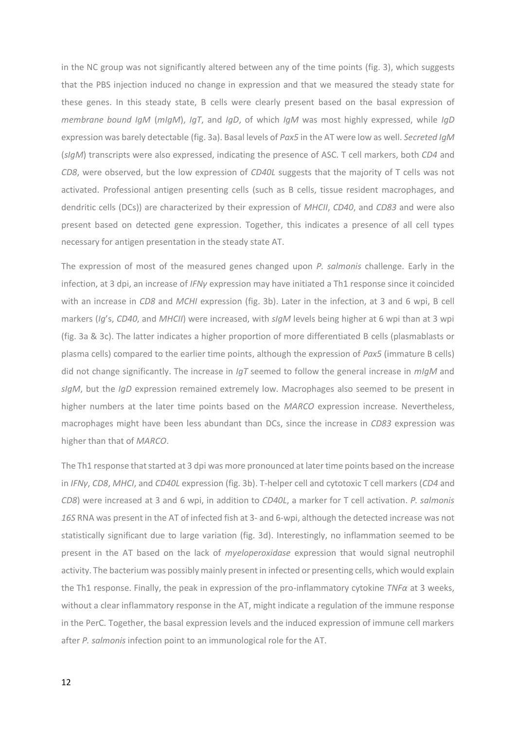in the NC group was not significantly altered between any of the time points (fig. 3), which suggests that the PBS injection induced no change in expression and that we measured the steady state for these genes. In this steady state, B cells were clearly present based on the basal expression of *membrane bound IgM* (*mIgM*), *IgT*, and *IgD*, of which *IgM* was most highly expressed, while *IgD* expression was barely detectable (fig. 3a). Basal levels of *Pax5* in the AT were low as well. *Secreted IgM* (*sIgM*) transcripts were also expressed, indicating the presence of ASC. T cell markers, both *CD4* and *CD8*, were observed, but the low expression of *CD40L* suggests that the majority of T cells was not activated. Professional antigen presenting cells (such as B cells, tissue resident macrophages, and dendritic cells (DCs)) are characterized by their expression of *MHCII*, *CD40*, and *CD83* and were also present based on detected gene expression. Together, this indicates a presence of all cell types necessary for antigen presentation in the steady state AT.

The expression of most of the measured genes changed upon *P. salmonis* challenge. Early in the infection, at 3 dpi, an increase of *IFNγ* expression may have initiated a Th1 response since it coincided with an increase in *CD8* and *MCHI* expression (fig. 3b). Later in the infection, at 3 and 6 wpi, B cell markers (*Ig*'s, *CD40*, and *MHCII*) were increased, with *sIgM* levels being higher at 6 wpi than at 3 wpi (fig. 3a & 3c). The latter indicates a higher proportion of more differentiated B cells (plasmablasts or plasma cells) compared to the earlier time points, although the expression of *Pax5* (immature B cells) did not change significantly. The increase in *IgT* seemed to follow the general increase in *mIgM* and *sIgM*, but the *IgD* expression remained extremely low. Macrophages also seemed to be present in higher numbers at the later time points based on the *MARCO* expression increase. Nevertheless, macrophages might have been less abundant than DCs, since the increase in *CD83* expression was higher than that of *MARCO*.

The Th1 response that started at 3 dpi was more pronounced at later time points based on the increase in *IFNγ*, *CD8*, *MHCI*, and *CD40L* expression (fig. 3b). T-helper cell and cytotoxic T cell markers (*CD4* and *CD8*) were increased at 3 and 6 wpi, in addition to *CD40L*, a marker for T cell activation. *P. salmonis 16S* RNA was present in the AT of infected fish at 3- and 6-wpi, although the detected increase was not statistically significant due to large variation (fig. 3d). Interestingly, no inflammation seemed to be present in the AT based on the lack of *myeloperoxidase* expression that would signal neutrophil activity. The bacterium was possibly mainly present in infected or presenting cells, which would explain the Th1 response. Finally, the peak in expression of the pro-inflammatory cytokine *TNFα* at 3 weeks, without a clear inflammatory response in the AT, might indicate a regulation of the immune response in the PerC. Together, the basal expression levels and the induced expression of immune cell markers after *P. salmonis* infection point to an immunological role for the AT.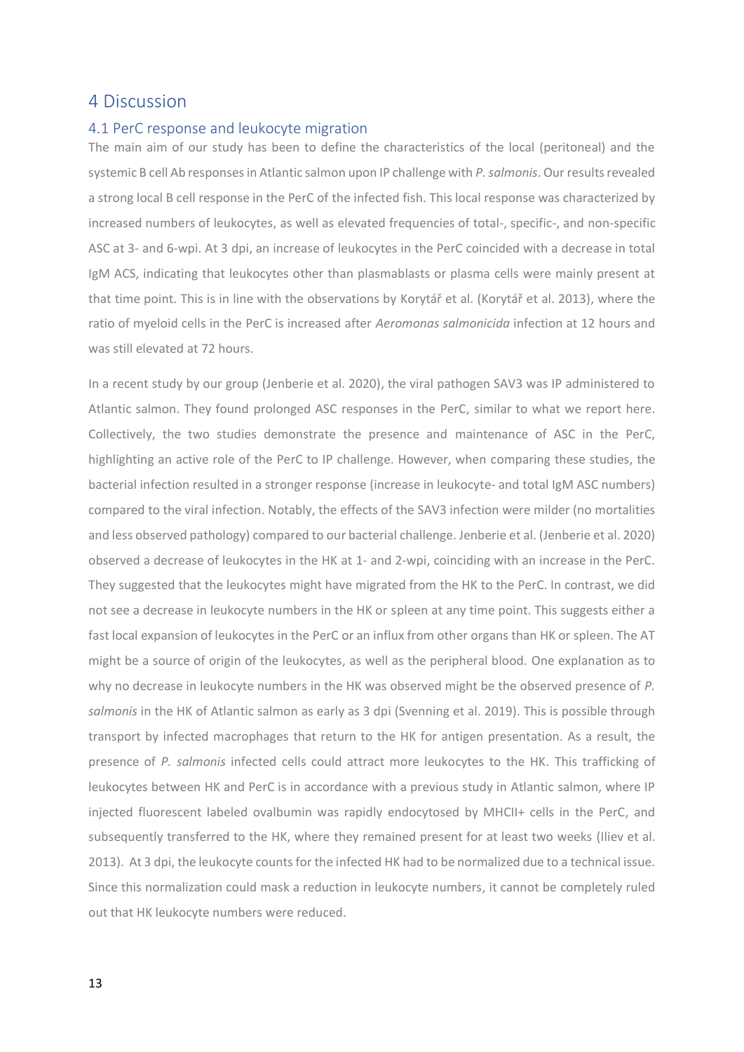# 4 Discussion

## 4.1 PerC response and leukocyte migration

The main aim of our study has been to define the characteristics of the local (peritoneal) and the systemic B cell Ab responses in Atlantic salmon upon IP challenge with *P. salmonis*. Our results revealed a strong local B cell response in the PerC of the infected fish. This local response was characterized by increased numbers of leukocytes, as well as elevated frequencies of total-, specific-, and non-specific ASC at 3- and 6-wpi. At 3 dpi, an increase of leukocytes in the PerC coincided with a decrease in total IgM ACS, indicating that leukocytes other than plasmablasts or plasma cells were mainly present at that time point. This is in line with the observations by Korytář et al. (Korytář et al. 2013), where the ratio of myeloid cells in the PerC is increased after *Aeromonas salmonicida* infection at 12 hours and was still elevated at 72 hours.

In a recent study by our group (Jenberie et al. 2020), the viral pathogen SAV3 was IP administered to Atlantic salmon. They found prolonged ASC responses in the PerC, similar to what we report here. Collectively, the two studies demonstrate the presence and maintenance of ASC in the PerC, highlighting an active role of the PerC to IP challenge. However, when comparing these studies, the bacterial infection resulted in a stronger response (increase in leukocyte- and total IgM ASC numbers) compared to the viral infection. Notably, the effects of the SAV3 infection were milder (no mortalities and less observed pathology) compared to our bacterial challenge. Jenberie et al. (Jenberie et al. 2020) observed a decrease of leukocytes in the HK at 1- and 2-wpi, coinciding with an increase in the PerC. They suggested that the leukocytes might have migrated from the HK to the PerC. In contrast, we did not see a decrease in leukocyte numbers in the HK or spleen at any time point. This suggests either a fast local expansion of leukocytes in the PerC or an influx from other organs than HK or spleen. The AT might be a source of origin of the leukocytes, as well as the peripheral blood. One explanation as to why no decrease in leukocyte numbers in the HK was observed might be the observed presence of *P. salmonis* in the HK of Atlantic salmon as early as 3 dpi (Svenning et al. 2019). This is possible through transport by infected macrophages that return to the HK for antigen presentation. As a result, the presence of *P. salmonis* infected cells could attract more leukocytes to the HK. This trafficking of leukocytes between HK and PerC is in accordance with a previous study in Atlantic salmon, where IP injected fluorescent labeled ovalbumin was rapidly endocytosed by MHCII+ cells in the PerC, and subsequently transferred to the HK, where they remained present for at least two weeks (Iliev et al. 2013). At 3 dpi, the leukocyte counts for the infected HK had to be normalized due to a technical issue. Since this normalization could mask a reduction in leukocyte numbers, it cannot be completely ruled out that HK leukocyte numbers were reduced.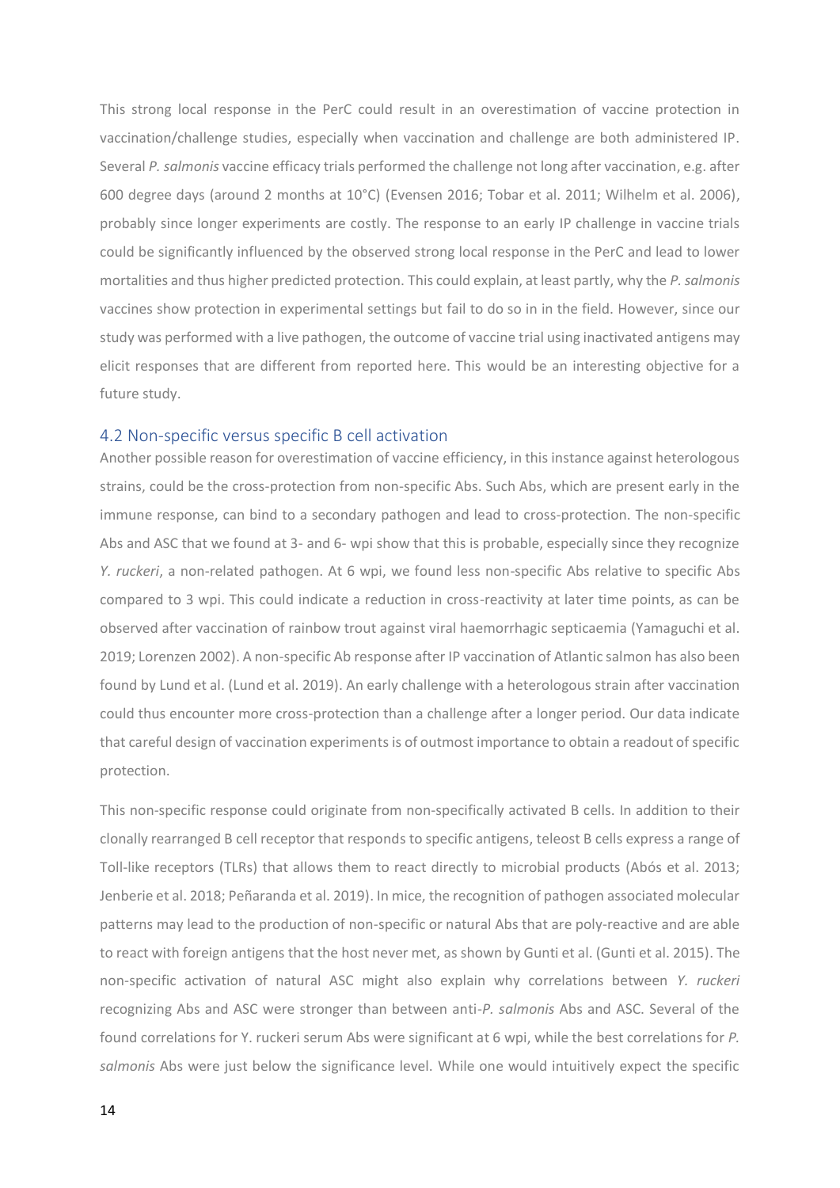This strong local response in the PerC could result in an overestimation of vaccine protection in vaccination/challenge studies, especially when vaccination and challenge are both administered IP. Several *P. salmonis* vaccine efficacy trials performed the challenge not long after vaccination, e.g. after 600 degree days (around 2 months at 10°C) (Evensen 2016; Tobar et al. 2011; Wilhelm et al. 2006), probably since longer experiments are costly. The response to an early IP challenge in vaccine trials could be significantly influenced by the observed strong local response in the PerC and lead to lower mortalities and thus higher predicted protection. This could explain, at least partly, why the *P. salmonis* vaccines show protection in experimental settings but fail to do so in in the field. However, since our study was performed with a live pathogen, the outcome of vaccine trial using inactivated antigens may elicit responses that are different from reported here. This would be an interesting objective for a future study.

## 4.2 Non-specific versus specific B cell activation

Another possible reason for overestimation of vaccine efficiency, in this instance against heterologous strains, could be the cross-protection from non-specific Abs. Such Abs, which are present early in the immune response, can bind to a secondary pathogen and lead to cross-protection. The non-specific Abs and ASC that we found at 3- and 6- wpi show that this is probable, especially since they recognize *Y. ruckeri*, a non-related pathogen. At 6 wpi, we found less non-specific Abs relative to specific Abs compared to 3 wpi. This could indicate a reduction in cross-reactivity at later time points, as can be observed after vaccination of rainbow trout against viral haemorrhagic septicaemia (Yamaguchi et al. 2019; Lorenzen 2002). A non-specific Ab response after IP vaccination of Atlantic salmon has also been found by Lund et al. (Lund et al. 2019). An early challenge with a heterologous strain after vaccination could thus encounter more cross-protection than a challenge after a longer period. Our data indicate that careful design of vaccination experiments is of outmost importance to obtain a readout of specific protection.

This non-specific response could originate from non-specifically activated B cells. In addition to their clonally rearranged B cell receptor that responds to specific antigens, teleost B cells express a range of Toll-like receptors (TLRs) that allows them to react directly to microbial products (Abós et al. 2013; Jenberie et al. 2018; Peñaranda et al. 2019). In mice, the recognition of pathogen associated molecular patterns may lead to the production of non-specific or natural Abs that are poly-reactive and are able to react with foreign antigens that the host never met, as shown by Gunti et al. (Gunti et al. 2015). The non-specific activation of natural ASC might also explain why correlations between *Y. ruckeri* recognizing Abs and ASC were stronger than between anti-*P. salmonis* Abs and ASC. Several of the found correlations for Y. ruckeri serum Abs were significant at 6 wpi, while the best correlations for *P. salmonis* Abs were just below the significance level. While one would intuitively expect the specific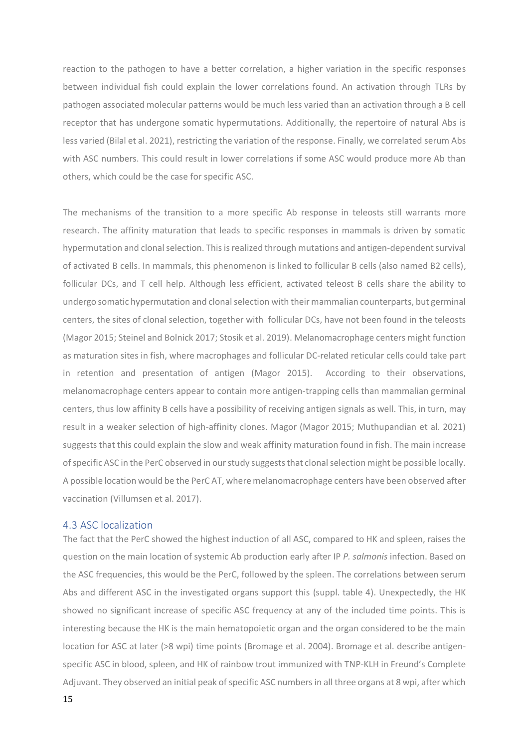reaction to the pathogen to have a better correlation, a higher variation in the specific responses between individual fish could explain the lower correlations found. An activation through TLRs by pathogen associated molecular patterns would be much less varied than an activation through a B cell receptor that has undergone somatic hypermutations. Additionally, the repertoire of natural Abs is less varied (Bilal et al. 2021), restricting the variation of the response. Finally, we correlated serum Abs with ASC numbers. This could result in lower correlations if some ASC would produce more Ab than others, which could be the case for specific ASC.

The mechanisms of the transition to a more specific Ab response in teleosts still warrants more research. The affinity maturation that leads to specific responses in mammals is driven by somatic hypermutation and clonal selection. This is realized through mutations and antigen-dependent survival of activated B cells. In mammals, this phenomenon is linked to follicular B cells (also named B2 cells), follicular DCs, and T cell help. Although less efficient, activated teleost B cells share the ability to undergo somatic hypermutation and clonal selection with their mammalian counterparts, but germinal centers, the sites of clonal selection, together with follicular DCs, have not been found in the teleosts (Magor 2015; Steinel and Bolnick 2017; Stosik et al. 2019). Melanomacrophage centers might function as maturation sites in fish, where macrophages and follicular DC-related reticular cells could take part in retention and presentation of antigen (Magor 2015). According to their observations, melanomacrophage centers appear to contain more antigen-trapping cells than mammalian germinal centers, thus low affinity B cells have a possibility of receiving antigen signals as well. This, in turn, may result in a weaker selection of high-affinity clones. Magor (Magor 2015; Muthupandian et al. 2021) suggests that this could explain the slow and weak affinity maturation found in fish. The main increase of specific ASC in the PerC observed in our study suggests that clonal selection might be possible locally. A possible location would be the PerC AT, where melanomacrophage centers have been observed after vaccination (Villumsen et al. 2017).

### 4.3 ASC localization

The fact that the PerC showed the highest induction of all ASC, compared to HK and spleen, raises the question on the main location of systemic Ab production early after IP *P. salmonis* infection. Based on the ASC frequencies, this would be the PerC, followed by the spleen. The correlations between serum Abs and different ASC in the investigated organs support this (suppl. table 4). Unexpectedly, the HK showed no significant increase of specific ASC frequency at any of the included time points. This is interesting because the HK is the main hematopoietic organ and the organ considered to be the main location for ASC at later (>8 wpi) time points (Bromage et al. 2004). Bromage et al. describe antigen-specific ASC in blood, spleen, and HK of rainbow trout immunized with TNP-KLH in Freund's Complete Adjuvant. They observed an initial peak of specific ASC numbers in all three organs at 8 wpi, after which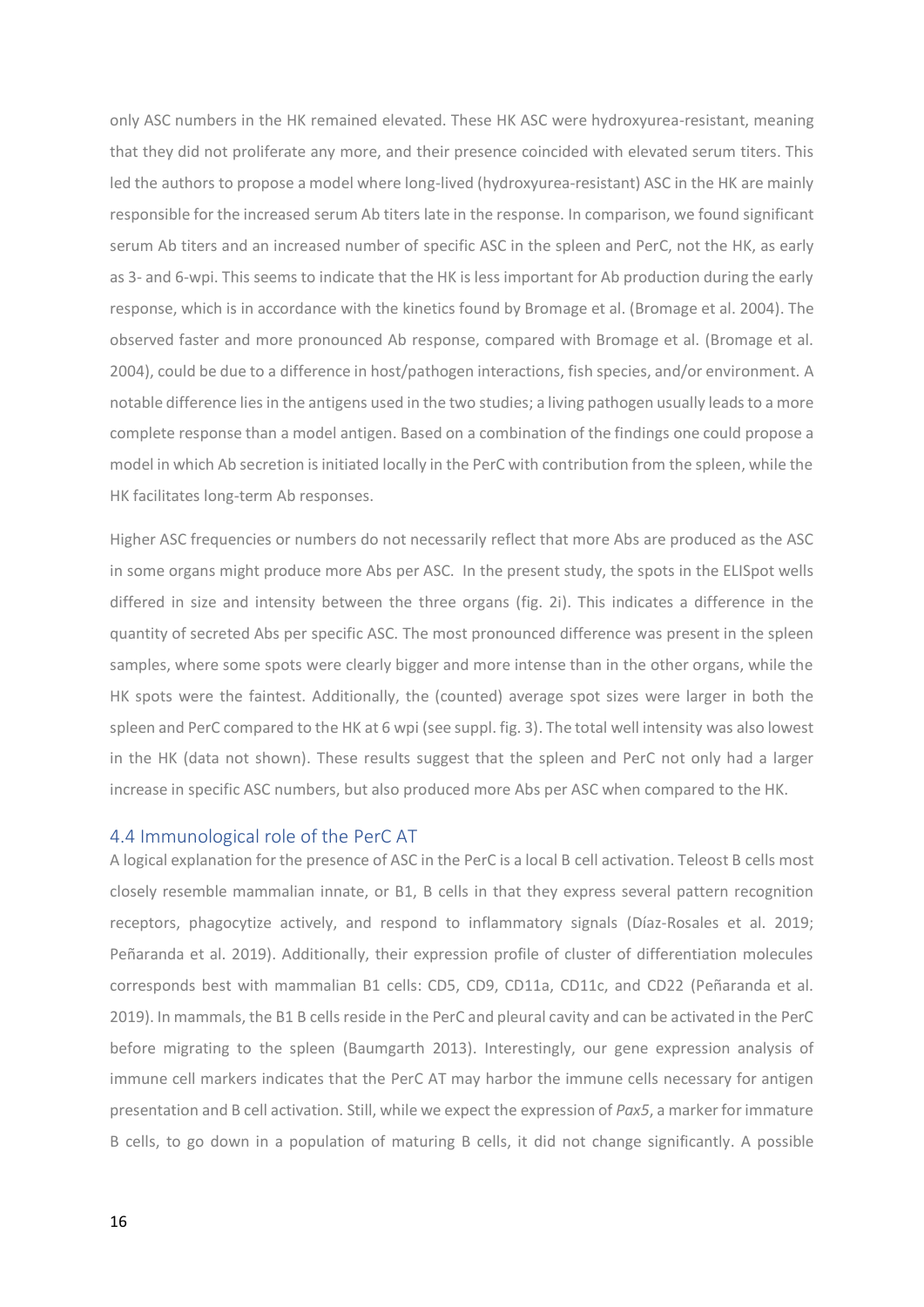only ASC numbers in the HK remained elevated. These HK ASC were hydroxyurea-resistant, meaning that they did not proliferate any more, and their presence coincided with elevated serum titers. This led the authors to propose a model where long-lived (hydroxyurea-resistant) ASC in the HK are mainly responsible for the increased serum Ab titers late in the response. In comparison, we found significant serum Ab titers and an increased number of specific ASC in the spleen and PerC, not the HK, as early as 3- and 6-wpi. This seems to indicate that the HK is less important for Ab production during the early response, which is in accordance with the kinetics found by Bromage et al. (Bromage et al. 2004). The observed faster and more pronounced Ab response, compared with Bromage et al. (Bromage et al. 2004), could be due to a difference in host/pathogen interactions, fish species, and/or environment. A notable difference lies in the antigens used in the two studies; a living pathogen usually leads to a more complete response than a model antigen. Based on a combination of the findings one could propose a model in which Ab secretion is initiated locally in the PerC with contribution from the spleen, while the HK facilitates long-term Ab responses.

Higher ASC frequencies or numbers do not necessarily reflect that more Abs are produced as the ASC in some organs might produce more Abs per ASC. In the present study, the spots in the ELISpot wells differed in size and intensity between the three organs (fig. 2i). This indicates a difference in the quantity of secreted Abs per specific ASC. The most pronounced difference was present in the spleen samples, where some spots were clearly bigger and more intense than in the other organs, while the HK spots were the faintest. Additionally, the (counted) average spot sizes were larger in both the spleen and PerC compared to the HK at 6 wpi (see suppl. fig. 3). The total well intensity was also lowest in the HK (data not shown). These results suggest that the spleen and PerC not only had a larger increase in specific ASC numbers, but also produced more Abs per ASC when compared to the HK.

## 4.4 Immunological role of the PerC AT

A logical explanation for the presence of ASC in the PerC is a local B cell activation. Teleost B cells most closely resemble mammalian innate, or B1, B cells in that they express several pattern recognition receptors, phagocytize actively, and respond to inflammatory signals (Díaz-Rosales et al. 2019; Peñaranda et al. 2019). Additionally, their expression profile of cluster of differentiation molecules corresponds best with mammalian B1 cells: CD5, CD9, CD11a, CD11c, and CD22 (Peñaranda et al. 2019). In mammals, the B1 B cells reside in the PerC and pleural cavity and can be activated in the PerC before migrating to the spleen (Baumgarth 2013). Interestingly, our gene expression analysis of immune cell markers indicates that the PerC AT may harbor the immune cells necessary for antigen presentation and B cell activation. Still, while we expect the expression of *Pax5*, a marker for immature B cells, to go down in a population of maturing B cells, it did not change significantly. A possible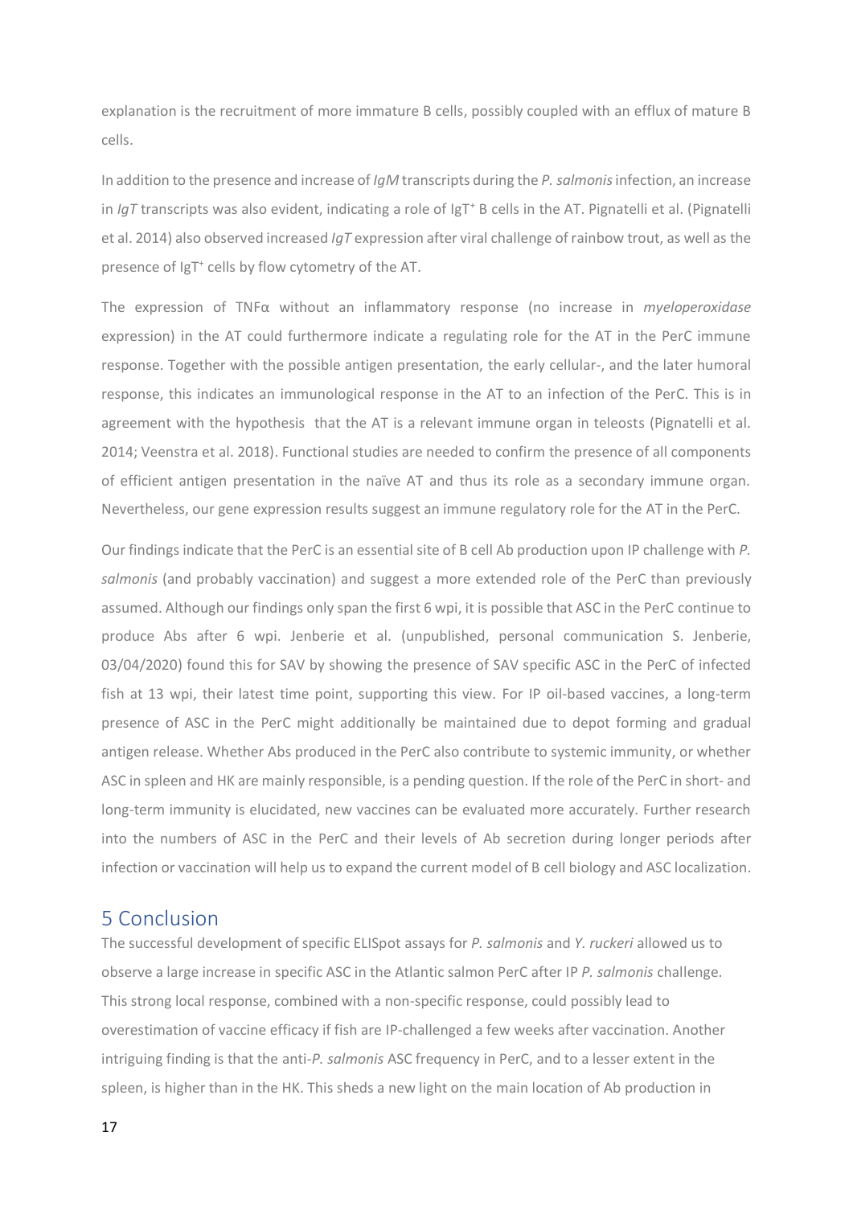explanation is the recruitment of more immature B cells, possibly coupled with an efflux of mature B cells.

In addition to the presence and increase of *IgM* transcripts during the *P. salmonis* infection, an increase in *IgT* transcripts was also evident, indicating a role of IgT$^+$ B cells in the AT. Pignatelli et al. (Pignatelli et al. 2014) also observed increased *IgT* expression after viral challenge of rainbow trout, as well as the presence of IgT$^+$ cells by flow cytometry of the AT.

The expression of TNFα without an inflammatory response (no increase in *myeloperoxidase* expression) in the AT could furthermore indicate a regulating role for the AT in the PerC immune response. Together with the possible antigen presentation, the early cellular-, and the later humoral response, this indicates an immunological response in the AT to an infection of the PerC. This is in agreement with the hypothesis that the AT is a relevant immune organ in teleosts (Pignatelli et al. 2014; Veenstra et al. 2018). Functional studies are needed to confirm the presence of all components of efficient antigen presentation in the naïve AT and thus its role as a secondary immune organ. Nevertheless, our gene expression results suggest an immune regulatory role for the AT in the PerC.

Our findings indicate that the PerC is an essential site of B cell Ab production upon IP challenge with *P. salmonis* (and probably vaccination) and suggest a more extended role of the PerC than previously assumed. Although our findings only span the first 6 wpi, it is possible that ASC in the PerC continue to produce Abs after 6 wpi. Jenberie et al. (unpublished, personal communication S. Jenberie, 03/04/2020) found this for SAV by showing the presence of SAV specific ASC in the PerC of infected fish at 13 wpi, their latest time point, supporting this view. For IP oil-based vaccines, a long-term presence of ASC in the PerC might additionally be maintained due to depot forming and gradual antigen release. Whether Abs produced in the PerC also contribute to systemic immunity, or whether ASC in spleen and HK are mainly responsible, is a pending question. If the role of the PerC in short- and long-term immunity is elucidated, new vaccines can be evaluated more accurately. Further research into the numbers of ASC in the PerC and their levels of Ab secretion during longer periods after infection or vaccination will help us to expand the current model of B cell biology and ASC localization.

## 5 Conclusion

The successful development of specific ELISpot assays for *P. salmonis* and *Y. ruckeri* allowed us to observe a large increase in specific ASC in the Atlantic salmon PerC after IP *P. salmonis* challenge. This strong local response, combined with a non-specific response, could possibly lead to overestimation of vaccine efficacy if fish are IP-challenged a few weeks after vaccination. Another intriguing finding is that the anti-*P. salmonis* ASC frequency in PerC, and to a lesser extent in the spleen, is higher than in the HK. This sheds a new light on the main location of Ab production in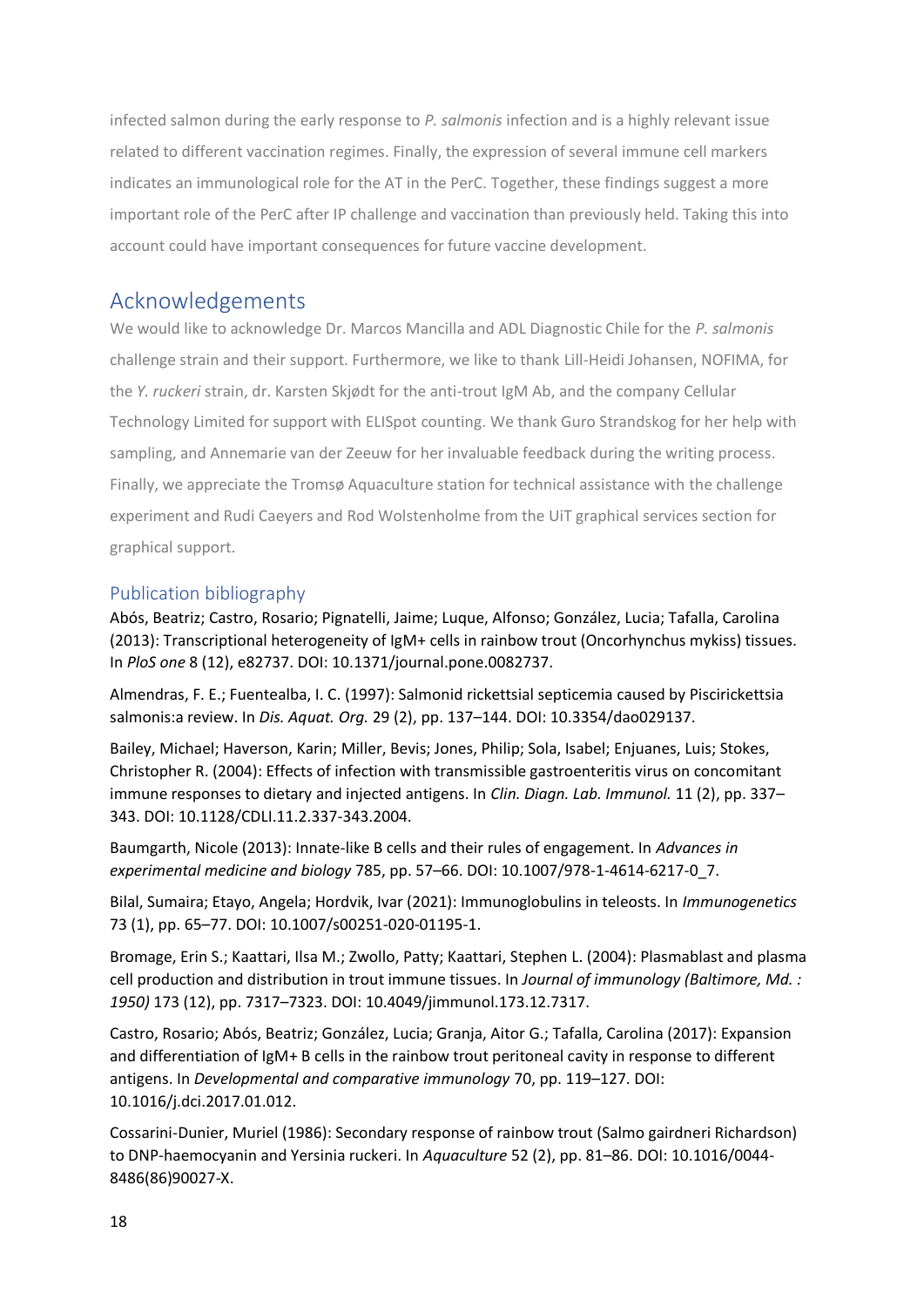infected salmon during the early response to *P. salmonis* infection and is a highly relevant issue related to different vaccination regimes. Finally, the expression of several immune cell markers indicates an immunological role for the AT in the PerC. Together, these findings suggest a more important role of the PerC after IP challenge and vaccination than previously held. Taking this into account could have important consequences for future vaccine development.

## Acknowledgements

We would like to acknowledge Dr. Marcos Mancilla and ADL Diagnostic Chile for the *P. salmonis* challenge strain and their support. Furthermore, we like to thank Lill-Heidi Johansen, NOFIMA, for the *Y. ruckeri* strain, dr. Karsten Skjødt for the anti-trout IgM Ab, and the company Cellular Technology Limited for support with ELISpot counting. We thank Guro Strandskog for her help with sampling, and Annemarie van der Zeeuw for her invaluable feedback during the writing process. Finally, we appreciate the Tromsø Aquaculture station for technical assistance with the challenge experiment and Rudi Caeyers and Rod Wolstenholme from the UiT graphical services section for graphical support.

### Publication bibliography

Abós, Beatriz; Castro, Rosario; Pignatelli, Jaime; Luque, Alfonso; González, Lucia; Tafalla, Carolina (2013): Transcriptional heterogeneity of IgM+ cells in rainbow trout (Oncorhynchus mykiss) tissues. In *PloS one* 8 (12), e82737. DOI: 10.1371/journal.pone.0082737.

Almendras, F. E.; Fuentealba, I. C. (1997): Salmonid rickettsial septicemia caused by Piscirickettsia salmonis:a review. In *Dis. Aquat. Org.* 29 (2), pp. 137–144. DOI: 10.3354/dao029137.

Bailey, Michael; Haverson, Karin; Miller, Bevis; Jones, Philip; Sola, Isabel; Enjuanes, Luis; Stokes, Christopher R. (2004): Effects of infection with transmissible gastroenteritis virus on concomitant immune responses to dietary and injected antigens. In *Clin. Diagn. Lab. Immunol.* 11 (2), pp. 337–343. DOI: 10.1128/CDLI.11.2.337-343.2004.

Baumgarth, Nicole (2013): Innate-like B cells and their rules of engagement. In *Advances in experimental medicine and biology* 785, pp. 57–66. DOI: 10.1007/978-1-4614-6217-0_7.

Bilal, Sumaira; Etayo, Angela; Hordvik, Ivar (2021): Immunoglobulins in teleosts. In *Immunogenetics* 73 (1), pp. 65–77. DOI: 10.1007/s00251-020-01195-1.

Bromage, Erin S.; Kaattari, Ilsa M.; Zwollo, Patty; Kaattari, Stephen L. (2004): Plasmablast and plasma cell production and distribution in trout immune tissues. In *Journal of immunology (Baltimore, Md. : 1950)* 173 (12), pp. 7317–7323. DOI: 10.4049/jimmunol.173.12.7317.

Castro, Rosario; Abós, Beatriz; González, Lucia; Granja, Aitor G.; Tafalla, Carolina (2017): Expansion and differentiation of IgM+ B cells in the rainbow trout peritoneal cavity in response to different antigens. In *Developmental and comparative immunology* 70, pp. 119–127. DOI: 10.1016/j.dci.2017.01.012.

Cossarini-Dunier, Muriel (1986): Secondary response of rainbow trout (Salmo gairdneri Richardson) to DNP-haemocyanin and Yersinia ruckeri. In *Aquaculture* 52 (2), pp. 81–86. DOI: 10.1016/0044-8486(86)90027-X.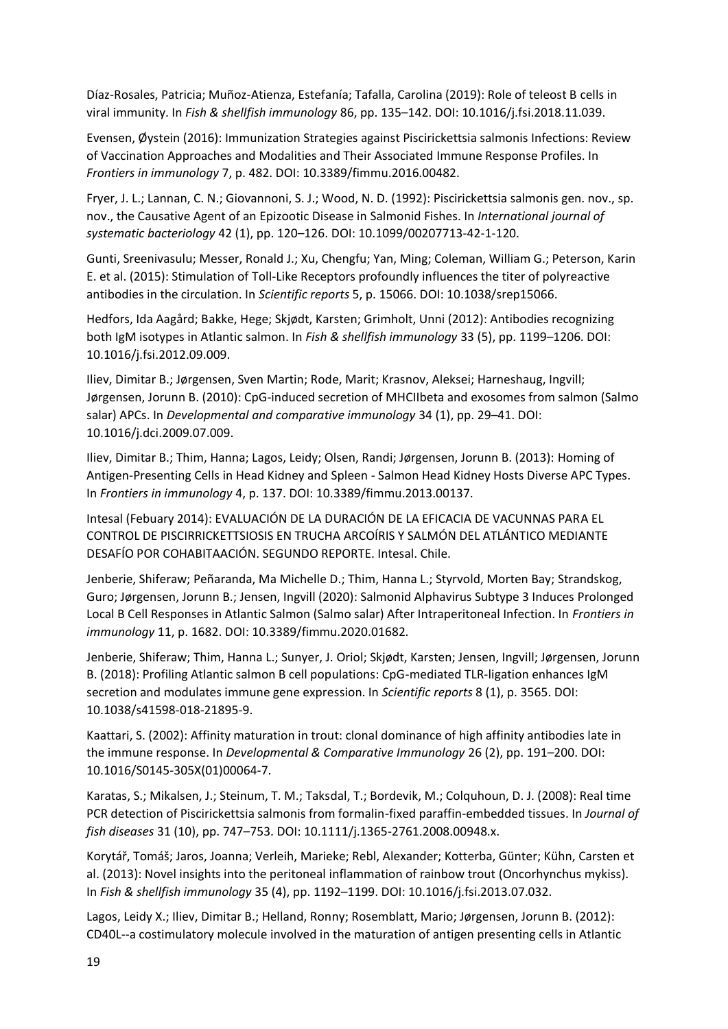Díaz-Rosales, Patricia; Muñoz-Atienza, Estefanía; Tafalla, Carolina (2019): Role of teleost B cells in viral immunity. In *Fish & shellfish immunology* 86, pp. 135–142. DOI: 10.1016/j.fsi.2018.11.039.

Evensen, Øystein (2016): Immunization Strategies against Piscirickettsia salmonis Infections: Review of Vaccination Approaches and Modalities and Their Associated Immune Response Profiles. In *Frontiers in immunology* 7, p. 482. DOI: 10.3389/fimmu.2016.00482.

Fryer, J. L.; Lannan, C. N.; Giovannoni, S. J.; Wood, N. D. (1992): Piscirickettsia salmonis gen. nov., sp. nov., the Causative Agent of an Epizootic Disease in Salmonid Fishes. In *International journal of systematic bacteriology* 42 (1), pp. 120–126. DOI: 10.1099/00207713-42-1-120.

Gunti, Sreenivasulu; Messer, Ronald J.; Xu, Chengfu; Yan, Ming; Coleman, William G.; Peterson, Karin E. et al. (2015): Stimulation of Toll-Like Receptors profoundly influences the titer of polyreactive antibodies in the circulation. In *Scientific reports* 5, p. 15066. DOI: 10.1038/srep15066.

Hedfors, Ida Aagård; Bakke, Hege; Skjødt, Karsten; Grimholt, Unni (2012): Antibodies recognizing both IgM isotypes in Atlantic salmon. In *Fish & shellfish immunology* 33 (5), pp. 1199–1206. DOI: 10.1016/j.fsi.2012.09.009.

Iliev, Dimitar B.; Jørgensen, Sven Martin; Rode, Marit; Krasnov, Aleksei; Harneshaug, Ingvill; Jørgensen, Jorunn B. (2010): CpG-induced secretion of MHCIIbeta and exosomes from salmon (Salmo salar) APCs. In *Developmental and comparative immunology* 34 (1), pp. 29–41. DOI: 10.1016/j.dci.2009.07.009.

Iliev, Dimitar B.; Thim, Hanna; Lagos, Leidy; Olsen, Randi; Jørgensen, Jorunn B. (2013): Homing of Antigen-Presenting Cells in Head Kidney and Spleen - Salmon Head Kidney Hosts Diverse APC Types. In *Frontiers in immunology* 4, p. 137. DOI: 10.3389/fimmu.2013.00137.

Intesal (Febuary 2014): EVALUACIÓN DE LA DURACIÓN DE LA EFICACIA DE VACUNNAS PARA EL CONTROL DE PISCIRRICKETTSIOSIS EN TRUCHA ARCOÍRIS Y SALMÓN DEL ATLÁNTICO MEDIANTE DESAFÍO POR COHABITAACIÓN. SEGUNDO REPORTE. Intesal. Chile.

Jenberie, Shiferaw; Peñaranda, Ma Michelle D.; Thim, Hanna L.; Styrvold, Morten Bay; Strandskog, Guro; Jørgensen, Jorunn B.; Jensen, Ingvill (2020): Salmonid Alphavirus Subtype 3 Induces Prolonged Local B Cell Responses in Atlantic Salmon (Salmo salar) After Intraperitoneal Infection. In *Frontiers in immunology* 11, p. 1682. DOI: 10.3389/fimmu.2020.01682.

Jenberie, Shiferaw; Thim, Hanna L.; Sunyer, J. Oriol; Skjødt, Karsten; Jensen, Ingvill; Jørgensen, Jorunn B. (2018): Profiling Atlantic salmon B cell populations: CpG-mediated TLR-ligation enhances IgM secretion and modulates immune gene expression. In *Scientific reports* 8 (1), p. 3565. DOI: 10.1038/s41598-018-21895-9.

Kaattari, S. (2002): Affinity maturation in trout: clonal dominance of high affinity antibodies late in the immune response. In *Developmental & Comparative Immunology* 26 (2), pp. 191–200. DOI: 10.1016/S0145-305X(01)00064-7.

Karatas, S.; Mikalsen, J.; Steinum, T. M.; Taksdal, T.; Bordevik, M.; Colquhoun, D. J. (2008): Real time PCR detection of Piscirickettsia salmonis from formalin-fixed paraffin-embedded tissues. In *Journal of fish diseases* 31 (10), pp. 747–753. DOI: 10.1111/j.1365-2761.2008.00948.x.

Korytář, Tomáš; Jaros, Joanna; Verleih, Marieke; Rebl, Alexander; Kotterba, Günter; Kühn, Carsten et al. (2013): Novel insights into the peritoneal inflammation of rainbow trout (Oncorhynchus mykiss). In *Fish & shellfish immunology* 35 (4), pp. 1192–1199. DOI: 10.1016/j.fsi.2013.07.032.

Lagos, Leidy X.; Iliev, Dimitar B.; Helland, Ronny; Rosemblatt, Mario; Jørgensen, Jorunn B. (2012): CD40L--a costimulatory molecule involved in the maturation of antigen presenting cells in Atlantic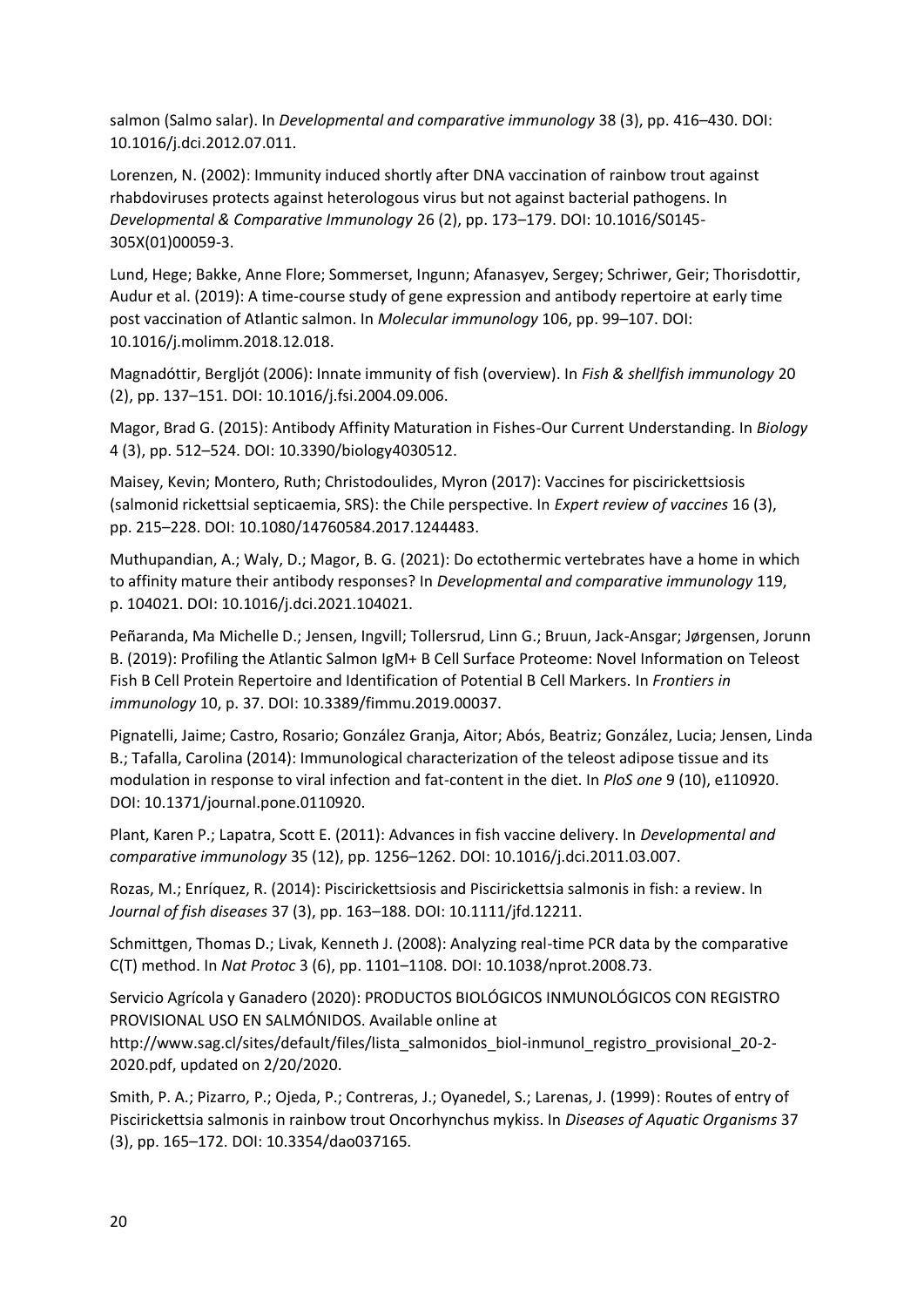salmon (Salmo salar). In *Developmental and comparative immunology* 38 (3), pp. 416–430. DOI: 10.1016/j.dci.2012.07.011.

Lorenzen, N. (2002): Immunity induced shortly after DNA vaccination of rainbow trout against rhabdoviruses protects against heterologous virus but not against bacterial pathogens. In *Developmental & Comparative Immunology* 26 (2), pp. 173–179. DOI: 10.1016/S0145-305X(01)00059-3.

Lund, Hege; Bakke, Anne Flore; Sommerset, Ingunn; Afanasyev, Sergey; Schriwer, Geir; Thorisdottir, Audur et al. (2019): A time-course study of gene expression and antibody repertoire at early time post vaccination of Atlantic salmon. In *Molecular immunology* 106, pp. 99–107. DOI: 10.1016/j.molimm.2018.12.018.

Magnadóttir, Bergljót (2006): Innate immunity of fish (overview). In *Fish & shellfish immunology* 20 (2), pp. 137–151. DOI: 10.1016/j.fsi.2004.09.006.

Magor, Brad G. (2015): Antibody Affinity Maturation in Fishes-Our Current Understanding. In *Biology* 4 (3), pp. 512–524. DOI: 10.3390/biology4030512.

Maisey, Kevin; Montero, Ruth; Christodoulides, Myron (2017): Vaccines for piscirickettsiosis (salmonid rickettsial septicaemia, SRS): the Chile perspective. In *Expert review of vaccines* 16 (3), pp. 215–228. DOI: 10.1080/14760584.2017.1244483.

Muthupandian, A.; Waly, D.; Magor, B. G. (2021): Do ectothermic vertebrates have a home in which to affinity mature their antibody responses? In *Developmental and comparative immunology* 119, p. 104021. DOI: 10.1016/j.dci.2021.104021.

Peñaranda, Ma Michelle D.; Jensen, Ingvill; Tollersrud, Linn G.; Bruun, Jack-Ansgar; Jørgensen, Jorunn B. (2019): Profiling the Atlantic Salmon IgM+ B Cell Surface Proteome: Novel Information on Teleost Fish B Cell Protein Repertoire and Identification of Potential B Cell Markers. In *Frontiers in immunology* 10, p. 37. DOI: 10.3389/fimmu.2019.00037.

Pignatelli, Jaime; Castro, Rosario; González Granja, Aitor; Abós, Beatriz; González, Lucia; Jensen, Linda B.; Tafalla, Carolina (2014): Immunological characterization of the teleost adipose tissue and its modulation in response to viral infection and fat-content in the diet. In *PloS one* 9 (10), e110920. DOI: 10.1371/journal.pone.0110920.

Plant, Karen P.; Lapatra, Scott E. (2011): Advances in fish vaccine delivery. In *Developmental and comparative immunology* 35 (12), pp. 1256–1262. DOI: 10.1016/j.dci.2011.03.007.

Rozas, M.; Enríquez, R. (2014): Piscirickettsiosis and Piscirickettsia salmonis in fish: a review. In *Journal of fish diseases* 37 (3), pp. 163–188. DOI: 10.1111/jfd.12211.

Schmittgen, Thomas D.; Livak, Kenneth J. (2008): Analyzing real-time PCR data by the comparative C(T) method. In *Nat Protoc* 3 (6), pp. 1101–1108. DOI: 10.1038/nprot.2008.73.

Servicio Agrícola y Ganadero (2020): PRODUCTOS BIOLÓGICOS INMUNOLÓGICOS CON REGISTRO PROVISIONAL USO EN SALMÓNIDOS. Available online at http://www.sag.cl/sites/default/files/lista_salmonidos_biol-inmunol_registro_provisional_20-2-2020.pdf, updated on 2/20/2020.

Smith, P. A.; Pizarro, P.; Ojeda, P.; Contreras, J.; Oyanedel, S.; Larenas, J. (1999): Routes of entry of Piscirickettsia salmonis in rainbow trout Oncorhynchus mykiss. In *Diseases of Aquatic Organisms* 37 (3), pp. 165–172. DOI: 10.3354/dao037165.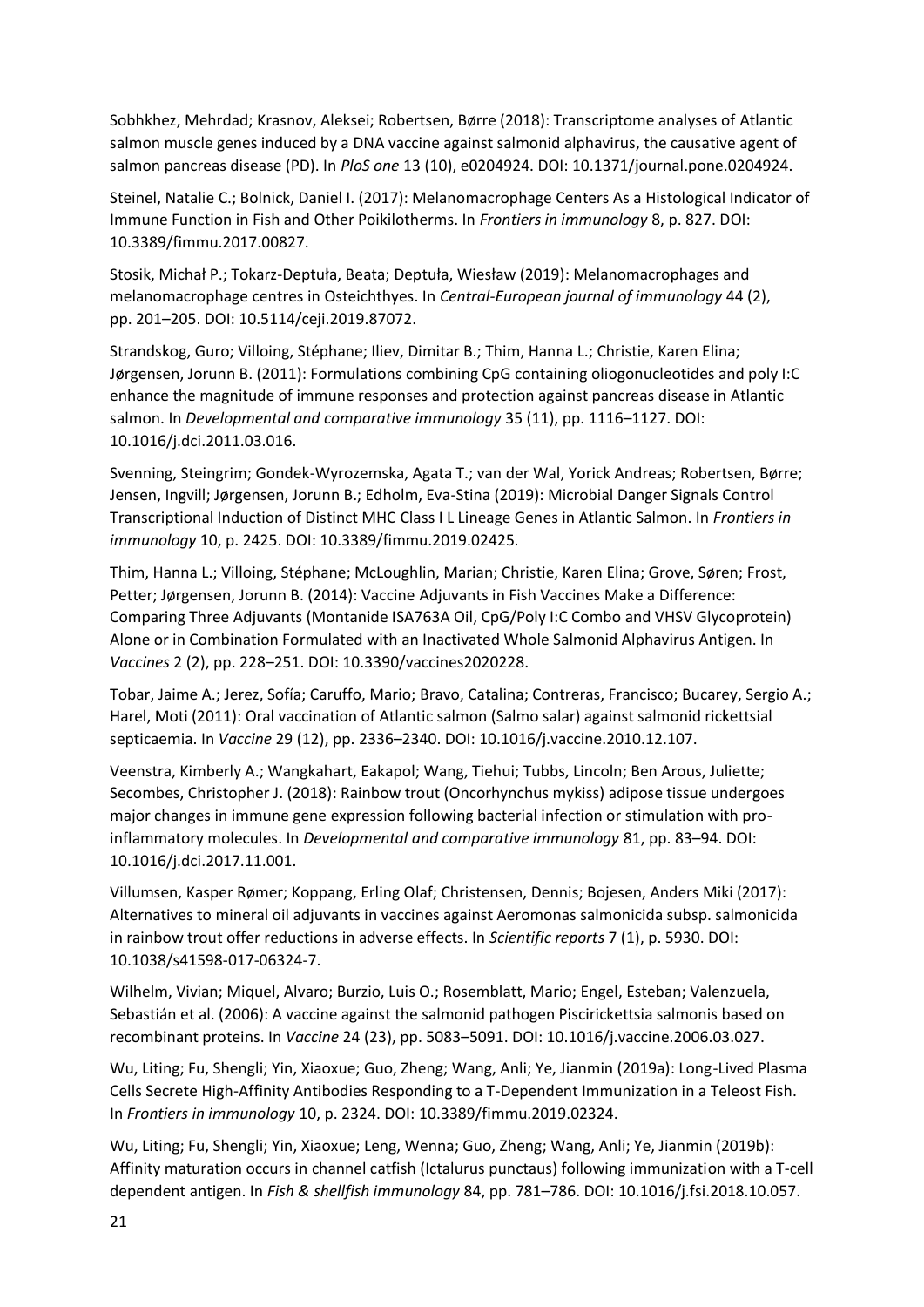Sobhkhez, Mehrdad; Krasnov, Aleksei; Robertsen, Børre (2018): Transcriptome analyses of Atlantic salmon muscle genes induced by a DNA vaccine against salmonid alphavirus, the causative agent of salmon pancreas disease (PD). In *PloS one* 13 (10), e0204924. DOI: 10.1371/journal.pone.0204924.

Steinel, Natalie C.; Bolnick, Daniel I. (2017): Melanomacrophage Centers As a Histological Indicator of Immune Function in Fish and Other Poikilotherms. In *Frontiers in immunology* 8, p. 827. DOI: 10.3389/fimmu.2017.00827.

Stosik, Michał P.; Tokarz-Deptuła, Beata; Deptuła, Wiesław (2019): Melanomacrophages and melanomacrophage centres in Osteichthyes. In *Central-European journal of immunology* 44 (2), pp. 201–205. DOI: 10.5114/ceji.2019.87072.

Strandskog, Guro; Villoing, Stéphane; Iliev, Dimitar B.; Thim, Hanna L.; Christie, Karen Elina; Jørgensen, Jorunn B. (2011): Formulations combining CpG containing oliogonucleotides and poly I:C enhance the magnitude of immune responses and protection against pancreas disease in Atlantic salmon. In *Developmental and comparative immunology* 35 (11), pp. 1116–1127. DOI: 10.1016/j.dci.2011.03.016.

Svenning, Steingrim; Gondek-Wyrozemska, Agata T.; van der Wal, Yorick Andreas; Robertsen, Børre; Jensen, Ingvill; Jørgensen, Jorunn B.; Edholm, Eva-Stina (2019): Microbial Danger Signals Control Transcriptional Induction of Distinct MHC Class I L Lineage Genes in Atlantic Salmon. In *Frontiers in immunology* 10, p. 2425. DOI: 10.3389/fimmu.2019.02425.

Thim, Hanna L.; Villoing, Stéphane; McLoughlin, Marian; Christie, Karen Elina; Grove, Søren; Frost, Petter; Jørgensen, Jorunn B. (2014): Vaccine Adjuvants in Fish Vaccines Make a Difference: Comparing Three Adjuvants (Montanide ISA763A Oil, CpG/Poly I:C Combo and VHSV Glycoprotein) Alone or in Combination Formulated with an Inactivated Whole Salmonid Alphavirus Antigen. In *Vaccines* 2 (2), pp. 228–251. DOI: 10.3390/vaccines2020228.

Tobar, Jaime A.; Jerez, Sofía; Caruffo, Mario; Bravo, Catalina; Contreras, Francisco; Bucarey, Sergio A.; Harel, Moti (2011): Oral vaccination of Atlantic salmon (Salmo salar) against salmonid rickettsial septicaemia. In *Vaccine* 29 (12), pp. 2336–2340. DOI: 10.1016/j.vaccine.2010.12.107.

Veenstra, Kimberly A.; Wangkahart, Eakapol; Wang, Tiehui; Tubbs, Lincoln; Ben Arous, Juliette; Secombes, Christopher J. (2018): Rainbow trout (Oncorhynchus mykiss) adipose tissue undergoes major changes in immune gene expression following bacterial infection or stimulation with pro-inflammatory molecules. In *Developmental and comparative immunology* 81, pp. 83–94. DOI: 10.1016/j.dci.2017.11.001.

Villumsen, Kasper Rømer; Koppang, Erling Olaf; Christensen, Dennis; Bojesen, Anders Miki (2017): Alternatives to mineral oil adjuvants in vaccines against Aeromonas salmonicida subsp. salmonicida in rainbow trout offer reductions in adverse effects. In *Scientific reports* 7 (1), p. 5930. DOI: 10.1038/s41598-017-06324-7.

Wilhelm, Vivian; Miquel, Alvaro; Burzio, Luis O.; Rosemblatt, Mario; Engel, Esteban; Valenzuela, Sebastián et al. (2006): A vaccine against the salmonid pathogen Piscirickettsia salmonis based on recombinant proteins. In *Vaccine* 24 (23), pp. 5083–5091. DOI: 10.1016/j.vaccine.2006.03.027.

Wu, Liting; Fu, Shengli; Yin, Xiaoxue; Guo, Zheng; Wang, Anli; Ye, Jianmin (2019a): Long-Lived Plasma Cells Secrete High-Affinity Antibodies Responding to a T-Dependent Immunization in a Teleost Fish. In *Frontiers in immunology* 10, p. 2324. DOI: 10.3389/fimmu.2019.02324.

Wu, Liting; Fu, Shengli; Yin, Xiaoxue; Leng, Wenna; Guo, Zheng; Wang, Anli; Ye, Jianmin (2019b): Affinity maturation occurs in channel catfish (Ictalurus punctaus) following immunization with a T-cell dependent antigen. In *Fish & shellfish immunology* 84, pp. 781–786. DOI: 10.1016/j.fsi.2018.10.057.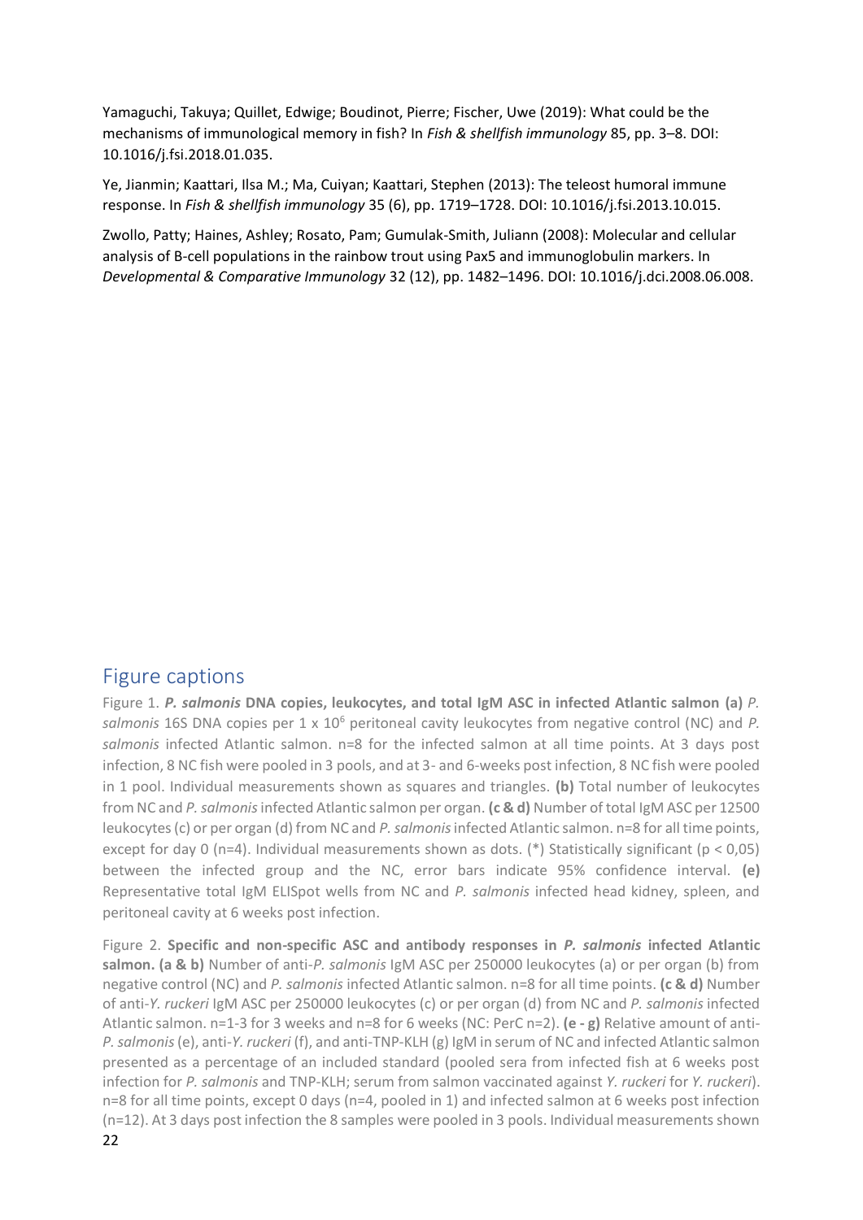Yamaguchi, Takuya; Quillet, Edwige; Boudinot, Pierre; Fischer, Uwe (2019): What could be the mechanisms of immunological memory in fish? In *Fish & shellfish immunology* 85, pp. 3–8. DOI: 10.1016/j.fsi.2018.01.035.

Ye, Jianmin; Kaattari, Ilsa M.; Ma, Cuiyan; Kaattari, Stephen (2013): The teleost humoral immune response. In *Fish & shellfish immunology* 35 (6), pp. 1719–1728. DOI: 10.1016/j.fsi.2013.10.015.

Zwollo, Patty; Haines, Ashley; Rosato, Pam; Gumulak-Smith, Juliann (2008): Molecular and cellular analysis of B-cell populations in the rainbow trout using Pax5 and immunoglobulin markers. In *Developmental & Comparative Immunology* 32 (12), pp. 1482–1496. DOI: 10.1016/j.dci.2008.06.008.

## Figure captions

Figure 1. ***P. salmonis* DNA copies, leukocytes, and total IgM ASC in infected Atlantic salmon (a)** *P. salmonis* 16S DNA copies per 1 x $10^6$ peritoneal cavity leukocytes from negative control (NC) and *P. salmonis* infected Atlantic salmon. n=8 for the infected salmon at all time points. At 3 days post infection, 8 NC fish were pooled in 3 pools, and at 3- and 6-weeks post infection, 8 NC fish were pooled in 1 pool. Individual measurements shown as squares and triangles. **(b)** Total number of leukocytes from NC and *P. salmonis* infected Atlantic salmon per organ. **(c & d)** Number of total IgM ASC per 12500 leukocytes (c) or per organ (d) from NC and *P. salmonis* infected Atlantic salmon. n=8 for all time points, except for day 0 (n=4). Individual measurements shown as dots. (*) Statistically significant ($p < 0,05$) between the infected group and the NC, error bars indicate 95% confidence interval. **(e)** Representative total IgM ELISpot wells from NC and *P. salmonis* infected head kidney, spleen, and peritoneal cavity at 6 weeks post infection.

Figure 2. **Specific and non-specific ASC and antibody responses in *P. salmonis* infected Atlantic salmon. (a & b)** Number of anti-*P. salmonis* IgM ASC per 250000 leukocytes (a) or per organ (b) from negative control (NC) and *P. salmonis* infected Atlantic salmon. n=8 for all time points. **(c & d)** Number of anti-*Y. ruckeri* IgM ASC per 250000 leukocytes (c) or per organ (d) from NC and *P. salmonis* infected Atlantic salmon. n=1-3 for 3 weeks and n=8 for 6 weeks (NC: PerC n=2). **(e - g)** Relative amount of anti-*P. salmonis* (e), anti-*Y. ruckeri* (f), and anti-TNP-KLH (g) IgM in serum of NC and infected Atlantic salmon presented as a percentage of an included standard (pooled sera from infected fish at 6 weeks post infection for *P. salmonis* and TNP-KLH; serum from salmon vaccinated against *Y. ruckeri* for *Y. ruckeri*). n=8 for all time points, except 0 days (n=4, pooled in 1) and infected salmon at 6 weeks post infection (n=12). At 3 days post infection the 8 samples were pooled in 3 pools. Individual measurements shown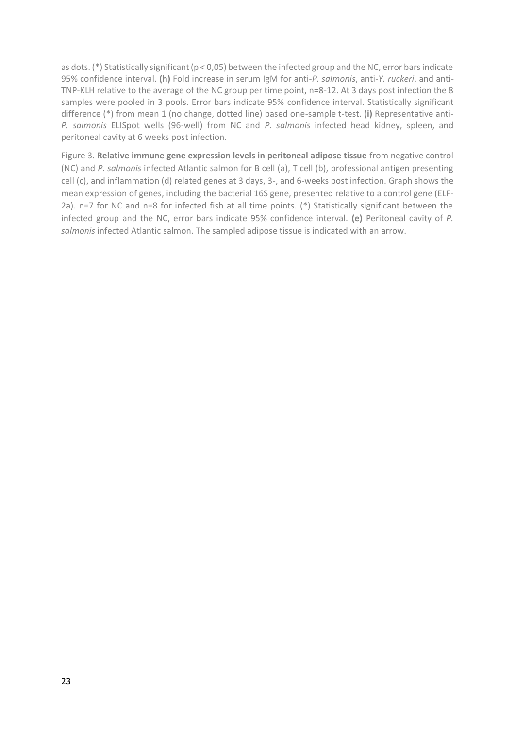as dots. (*) Statistically significant ($p < 0,05$) between the infected group and the NC, error bars indicate 95% confidence interval. **(h)** Fold increase in serum IgM for anti-*P. salmonis*, anti-*Y. ruckeri*, and anti-TNP-KLH relative to the average of the NC group per time point, n=8-12. At 3 days post infection the 8 samples were pooled in 3 pools. Error bars indicate 95% confidence interval. Statistically significant difference (*) from mean 1 (no change, dotted line) based one-sample t-test. **(i)** Representative anti-*P. salmonis* ELISpot wells (96-well) from NC and *P. salmonis* infected head kidney, spleen, and peritoneal cavity at 6 weeks post infection.

Figure 3. **Relative immune gene expression levels in peritoneal adipose tissue** from negative control (NC) and *P. salmonis* infected Atlantic salmon for B cell (a), T cell (b), professional antigen presenting cell (c), and inflammation (d) related genes at 3 days, 3-, and 6-weeks post infection. Graph shows the mean expression of genes, including the bacterial 16S gene, presented relative to a control gene (ELF-2a). n=7 for NC and n=8 for infected fish at all time points. (*) Statistically significant between the infected group and the NC, error bars indicate 95% confidence interval. **(e)** Peritoneal cavity of *P. salmonis* infected Atlantic salmon. The sampled adipose tissue is indicated with an arrow.